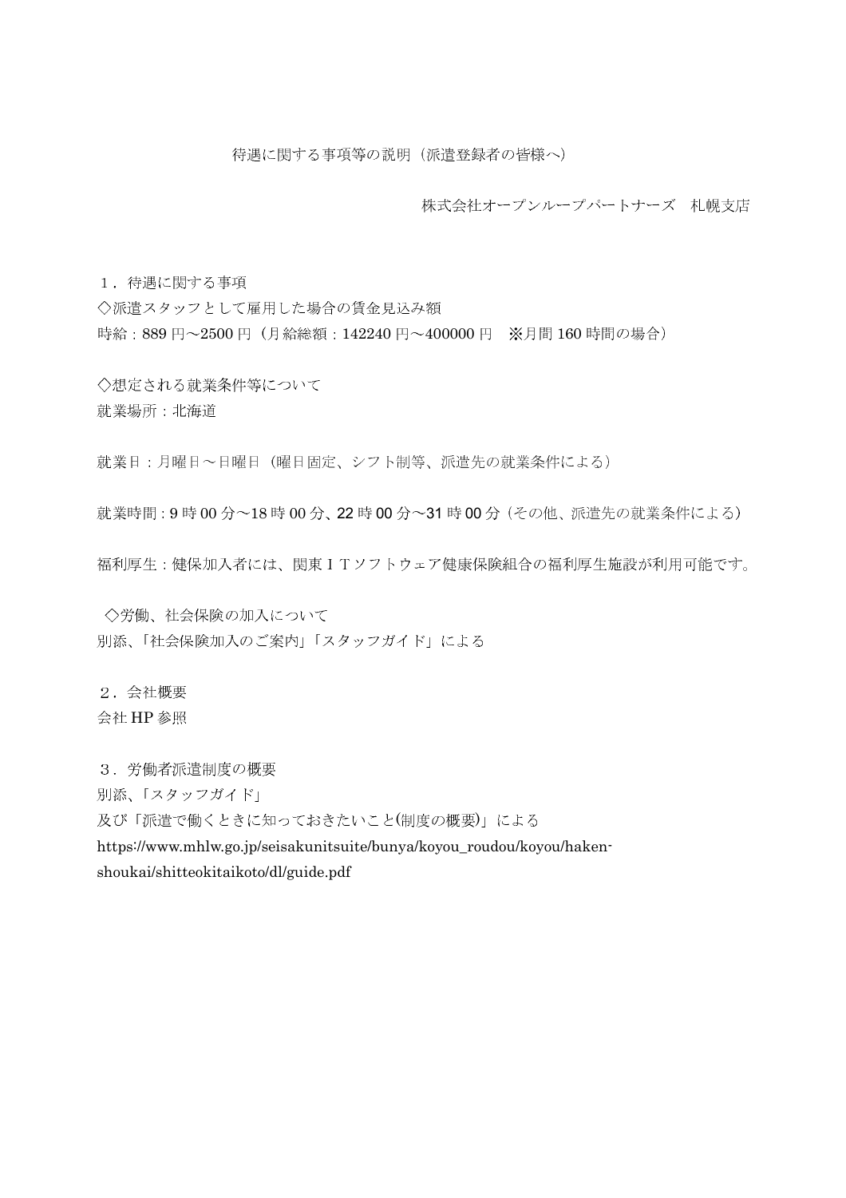# 待遇に関する事項等の説明（派遣登録者の皆様へ）

株式会社オープンループパートナーズ　札幌支店

## １．待遇に関する事項

◇派遣スタッフとして雇用した場合の賃金見込み額

時給：889 円～2500 円（月給総額：142240 円～400000 円　※月間 160 時間の場合）

◇想定される就業条件等について

就業場所：北海道

就業日：月曜日～日曜日（曜日固定、シフト制等、派遣先の就業条件による）

就業時間：9 時 00 分～18 時 00 分、22 時 00 分～31 時 00 分（その他、派遣先の就業条件による）

福利厚生：健保加入者には、関東ＩＴソフトウェア健康保険組合の福利厚生施設が利用可能です。

◇労働、社会保険の加入について

別添、「社会保険加入のご案内」「スタッフガイド」による

## ２．会社概要

会社 HP 参照

## ３．労働者派遣制度の概要

別添、「スタッフガイド」

及び「派遣で働くときに知っておきたいこと(制度の概要)」による

https://www.mhlw.go.jp/seisakunitsuite/bunya/koyou_roudou/koyou/haken-shoukai/shitteokitaikoto/dl/guide.pdf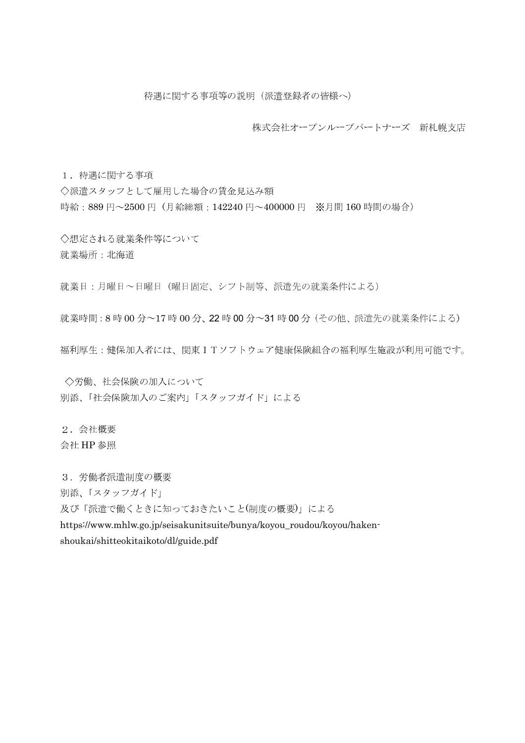# 待遇に関する事項等の説明（派遣登録者の皆様へ）

株式会社オープンループパートナーズ　新札幌支店

１．待遇に関する事項

◇派遣スタッフとして雇用した場合の賃金見込み額

時給：889 円～2500 円（月給総額：142240 円～400000 円　※月間 160 時間の場合）

◇想定される就業条件等について

就業場所：北海道

就業日：月曜日～日曜日（曜日固定、シフト制等、派遣先の就業条件による）

就業時間：8 時 00 分～17 時 00 分、22 時 00 分～31 時 00 分（その他、派遣先の就業条件による）

福利厚生：健保加入者には、関東ＩＴソフトウェア健康保険組合の福利厚生施設が利用可能です。

◇労働、社会保険の加入について

別添、「社会保険加入のご案内」「スタッフガイド」による

２．会社概要

会社 HP 参照

３．労働者派遣制度の概要

別添、「スタッフガイド」

及び「派遣で働くときに知っておきたいこと(制度の概要)」による

https://www.mhlw.go.jp/seisakunitsuite/bunya/koyou_roudou/koyou/haken-shoukai/shitteokitaikoto/dl/guide.pdf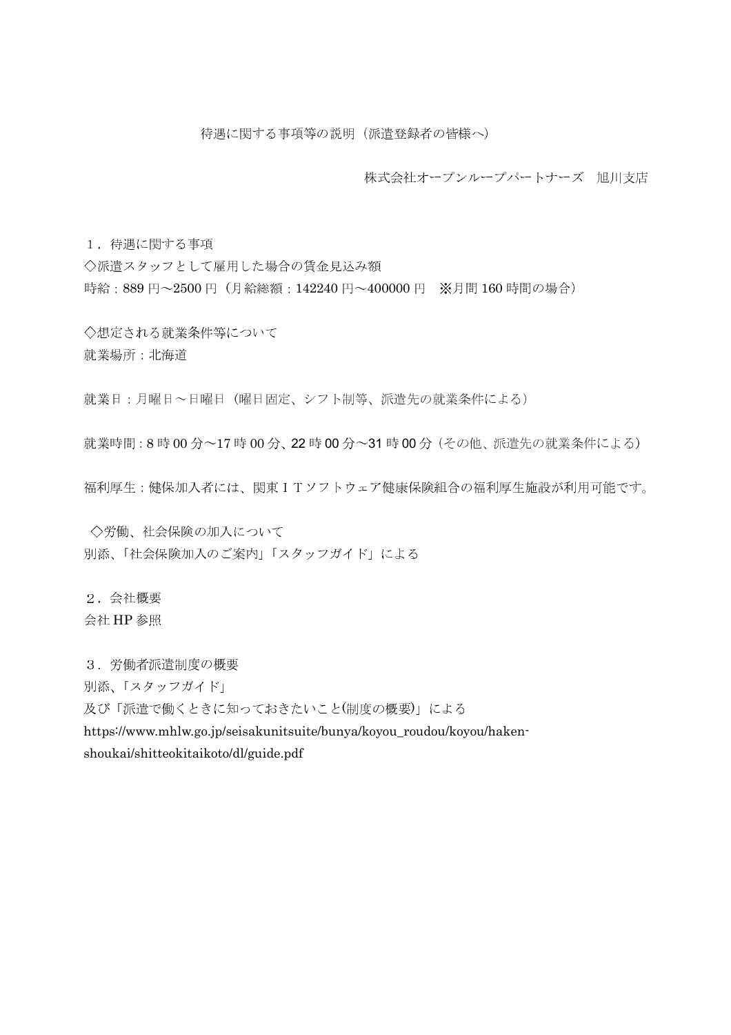# 待遇に関する事項等の説明（派遣登録者の皆様へ）

株式会社オープンループパートナーズ　旭川支店

１．待遇に関する事項

◇派遣スタッフとして雇用した場合の賃金見込み額

時給：889 円～2500 円（月給総額：142240 円～400000 円　※月間 160 時間の場合）

◇想定される就業条件等について

就業場所：北海道

就業日：月曜日～日曜日（曜日固定、シフト制等、派遣先の就業条件による）

就業時間：8 時 00 分～17 時 00 分、22 時 00 分～31 時 00 分（その他、派遣先の就業条件による）

福利厚生：健保加入者には、関東ＩＴソフトウェア健康保険組合の福利厚生施設が利用可能です。

◇労働、社会保険の加入について

別添、「社会保険加入のご案内」「スタッフガイド」による

２．会社概要

会社 HP 参照

３．労働者派遣制度の概要

別添、「スタッフガイド」

及び「派遣で働くときに知っておきたいこと(制度の概要)」による

https://www.mhlw.go.jp/seisakunitsuite/bunya/koyou_roudou/koyou/haken-shoukai/shitteokitaikoto/dl/guide.pdf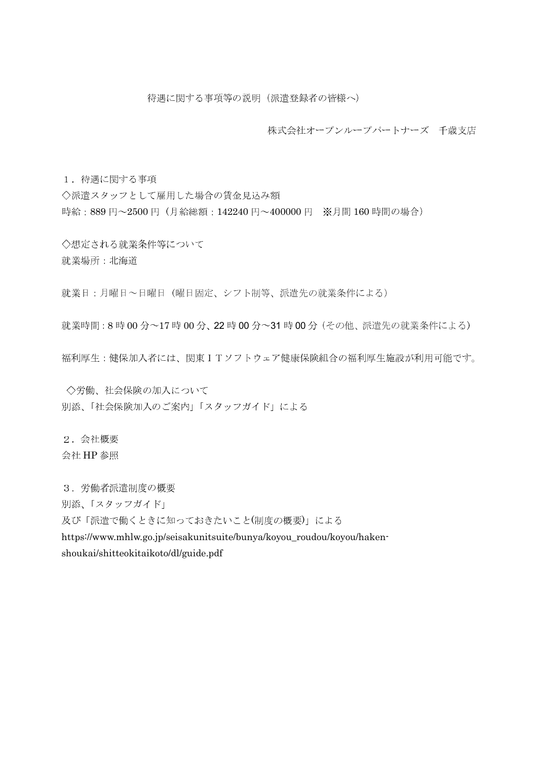# 待遇に関する事項等の説明（派遣登録者の皆様へ）

株式会社オープンループパートナーズ　千歳支店

## １．待遇に関する事項

◇派遣スタッフとして雇用した場合の賃金見込み額

時給：889 円～2500 円（月給総額：142240 円～400000 円　※月間 160 時間の場合）

◇想定される就業条件等について

就業場所：北海道

就業日：月曜日～日曜日（曜日固定、シフト制等、派遣先の就業条件による）

就業時間：8 時 00 分～17 時 00 分、22 時 00 分～31 時 00 分（その他、派遣先の就業条件による）

福利厚生：健保加入者には、関東ＩＴソフトウェア健康保険組合の福利厚生施設が利用可能です。

◇労働、社会保険の加入について

別添、「社会保険加入のご案内」「スタッフガイド」による

## ２．会社概要

会社 HP 参照

## ３．労働者派遣制度の概要

別添、「スタッフガイド」

及び「派遣で働くときに知っておきたいこと(制度の概要)」による

https://www.mhlw.go.jp/seisakunitsuite/bunya/koyou_roudou/koyou/haken-shoukai/shitteokitaikoto/dl/guide.pdf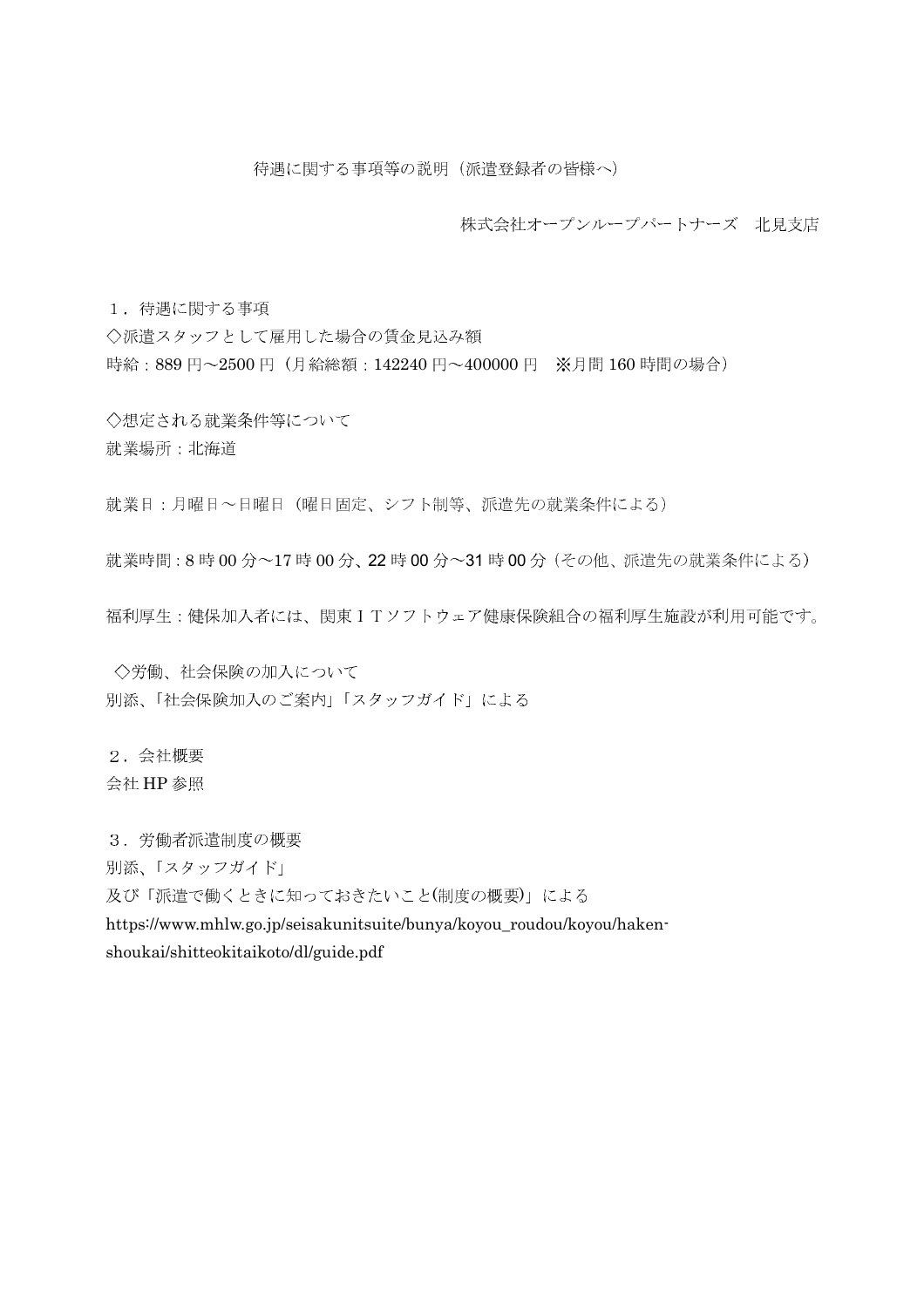# 待遇に関する事項等の説明（派遣登録者の皆様へ）

株式会社オープンループパートナーズ　北見支店

## １．待遇に関する事項

◇派遣スタッフとして雇用した場合の賃金見込み額

時給：889 円～2500 円（月給総額：142240 円～400000 円　※月間 160 時間の場合）

◇想定される就業条件等について

就業場所：北海道

就業日：月曜日～日曜日（曜日固定、シフト制等、派遣先の就業条件による）

就業時間：8 時 00 分～17 時 00 分、22 時 00 分～31 時 00 分（その他、派遣先の就業条件による）

福利厚生：健保加入者には、関東ＩＴソフトウェア健康保険組合の福利厚生施設が利用可能です。

◇労働、社会保険の加入について

別添、「社会保険加入のご案内」「スタッフガイド」による

## ２．会社概要

会社 HP 参照

## ３．労働者派遣制度の概要

別添、「スタッフガイド」

及び「派遣で働くときに知っておきたいこと(制度の概要)」による

https://www.mhlw.go.jp/seisakunitsuite/bunya/koyou_roudou/koyou/haken-shoukai/shitteokitaikoto/dl/guide.pdf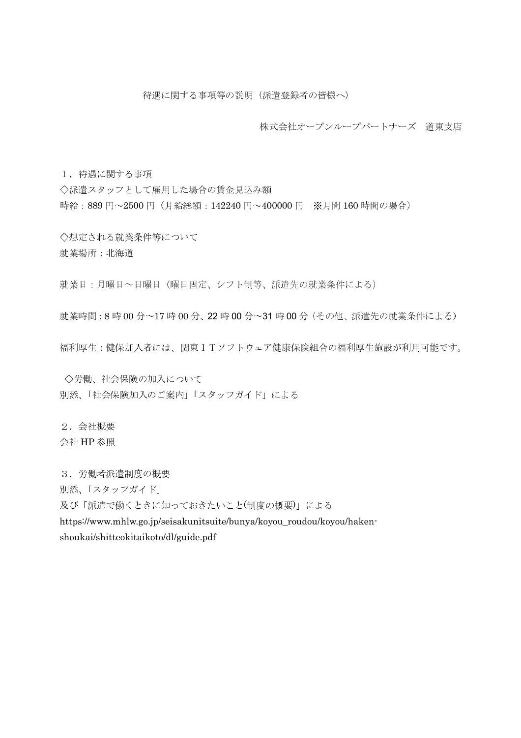# 待遇に関する事項等の説明（派遣登録者の皆様へ）

株式会社オープンループパートナーズ　道東支店

１．待遇に関する事項

◇派遣スタッフとして雇用した場合の賃金見込み額

時給：889 円～2500 円（月給総額：142240 円～400000 円　※月間 160 時間の場合）

◇想定される就業条件等について

就業場所：北海道

就業日：月曜日～日曜日（曜日固定、シフト制等、派遣先の就業条件による）

就業時間：8 時 00 分～17 時 00 分、22 時 00 分～31 時 00 分（その他、派遣先の就業条件による）

福利厚生：健保加入者には、関東ＩＴソフトウェア健康保険組合の福利厚生施設が利用可能です。

◇労働、社会保険の加入について

別添、「社会保険加入のご案内」「スタッフガイド」による

２．会社概要

会社 HP 参照

３．労働者派遣制度の概要

別添、「スタッフガイド」

及び「派遣で働くときに知っておきたいこと(制度の概要)」による

https://www.mhlw.go.jp/seisakunitsuite/bunya/koyou_roudou/koyou/haken-shoukai/shitteokitaikoto/dl/guide.pdf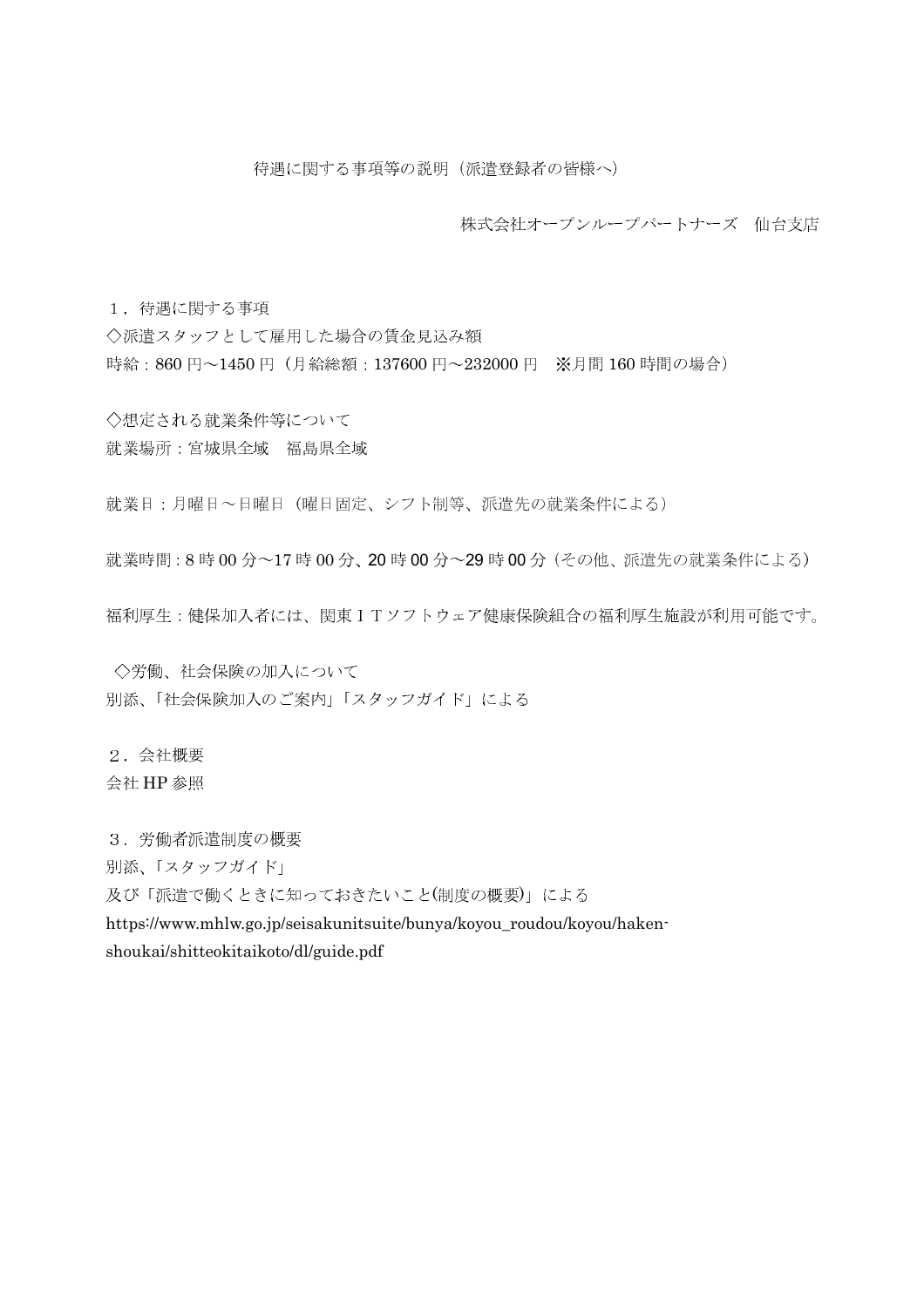# 待遇に関する事項等の説明（派遣登録者の皆様へ）

株式会社オープンループパートナーズ　仙台支店

## １．待遇に関する事項

◇派遣スタッフとして雇用した場合の賃金見込み額

時給：860 円～1450 円（月給総額：137600 円～232000 円　※月間 160 時間の場合）

◇想定される就業条件等について

就業場所：宮城県全域　福島県全域

就業日：月曜日～日曜日（曜日固定、シフト制等、派遣先の就業条件による）

就業時間：8 時 00 分～17 時 00 分、20 時 00 分～29 時 00 分（その他、派遣先の就業条件による）

福利厚生：健保加入者には、関東ＩＴソフトウェア健康保険組合の福利厚生施設が利用可能です。

◇労働、社会保険の加入について

別添、「社会保険加入のご案内」「スタッフガイド」による

## ２．会社概要

会社 HP 参照

## ３．労働者派遣制度の概要

別添、「スタッフガイド」

及び「派遣で働くときに知っておきたいこと(制度の概要)」による

https://www.mhlw.go.jp/seisakunitsuite/bunya/koyou_roudou/koyou/haken-shoukai/shitteokitaikoto/dl/guide.pdf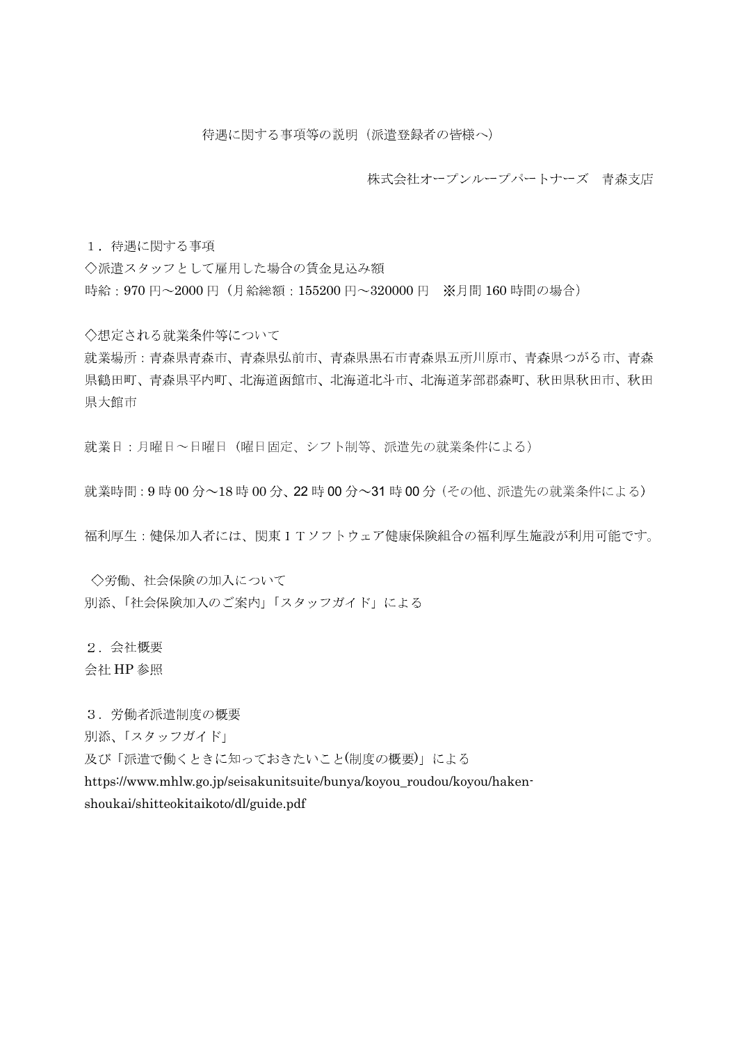待遇に関する事項等の説明（派遣登録者の皆様へ）

株式会社オープンループパートナーズ　青森支店

１．待遇に関する事項

◇派遣スタッフとして雇用した場合の賃金見込み額

時給：970 円～2000 円（月給総額：155200 円～320000 円　※月間 160 時間の場合）

◇想定される就業条件等について

就業場所：青森県青森市、青森県弘前市、青森県黒石市青森県五所川原市、青森県つがる市、青森県鶴田町、青森県平内町、北海道函館市、北海道北斗市、北海道茅部郡森町、秋田県秋田市、秋田県大館市

就業日：月曜日～日曜日（曜日固定、シフト制等、派遣先の就業条件による）

就業時間：9 時 00 分～18 時 00 分、22 時 00 分～31 時 00 分（その他、派遣先の就業条件による）

福利厚生：健保加入者には、関東ＩＴソフトウェア健康保険組合の福利厚生施設が利用可能です。

◇労働、社会保険の加入について

別添、「社会保険加入のご案内」「スタッフガイド」による

２．会社概要

会社 HP 参照

３．労働者派遣制度の概要

別添、「スタッフガイド」

及び「派遣で働くときに知っておきたいこと(制度の概要)」による

https://www.mhlw.go.jp/seisakunitsuite/bunya/koyou_roudou/koyou/haken-shoukai/shitteokitaikoto/dl/guide.pdf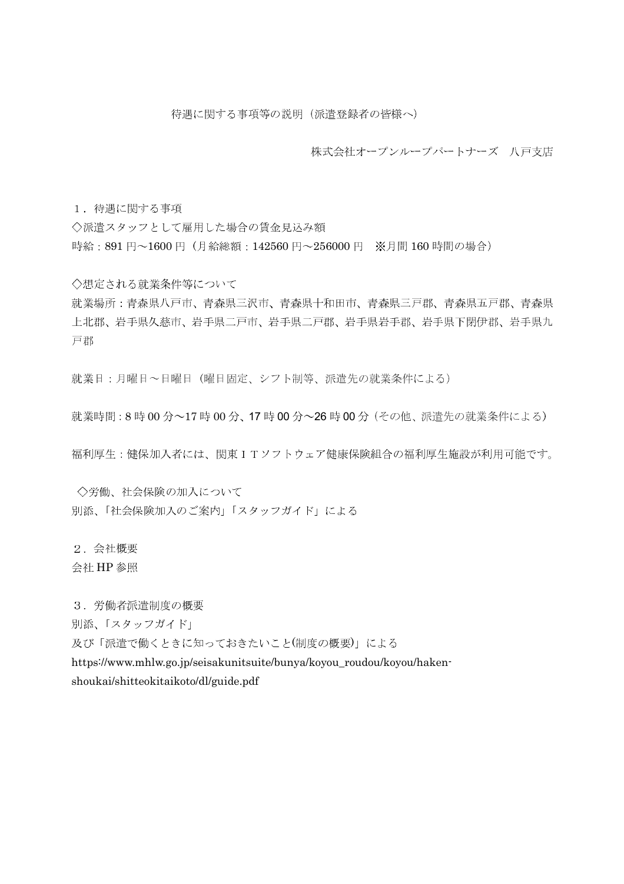待遇に関する事項等の説明（派遣登録者の皆様へ）

株式会社オープンループパートナーズ　八戸支店

１．待遇に関する事項

◇派遣スタッフとして雇用した場合の賃金見込み額

時給 : 891 円～1600 円（月給総額 : 142560 円～256000 円　※月間 160 時間の場合）

◇想定される就業条件等について

就業場所 : 青森県八戸市、青森県三沢市、青森県十和田市、青森県三戸郡、青森県五戸郡、青森県上北郡、岩手県久慈市、岩手県二戸市、岩手県二戸郡、岩手県岩手郡、岩手県下閉伊郡、岩手県九戸郡

就業日 : 月曜日～日曜日（曜日固定、シフト制等、派遣先の就業条件による）

就業時間 : 8 時 00 分～17 時 00 分、17 時 00 分～26 時 00 分（その他、派遣先の就業条件による）

福利厚生 : 健保加入者には、関東ＩＴソフトウェア健康保険組合の福利厚生施設が利用可能です。

◇労働、社会保険の加入について

別添、「社会保険加入のご案内」「スタッフガイド」による

２．会社概要

会社 HP 参照

３．労働者派遣制度の概要

別添、「スタッフガイド」

及び「派遣で働くときに知っておきたいこと(制度の概要)」による

https://www.mhlw.go.jp/seisakunitsuite/bunya/koyou_roudou/koyou/haken-shoukai/shitteokitaikoto/dl/guide.pdf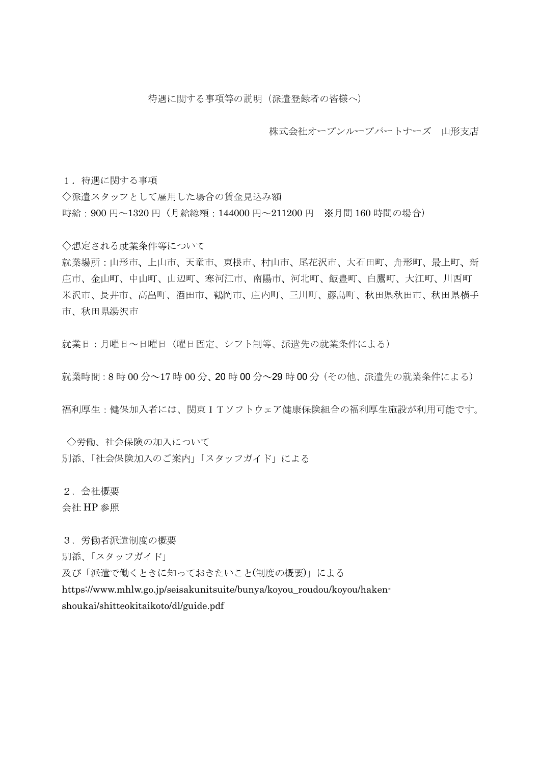# 待遇に関する事項等の説明（派遣登録者の皆様へ）

株式会社オープンループパートナーズ　山形支店

１．待遇に関する事項

◇派遣スタッフとして雇用した場合の賃金見込み額

時給：900 円～1320 円（月給総額：144000 円～211200 円　※月間 160 時間の場合）

◇想定される就業条件等について

就業場所：山形市、上山市、天童市、東根市、村山市、尾花沢市、大石田町、舟形町、最上町、新庄市、金山町、中山町、山辺町、寒河江市、南陽市、河北町、飯豊町、白鷹町、大江町、川西町米沢市、長井市、高畠町、酒田市、鶴岡市、庄内町、三川町、藤島町、秋田県秋田市、秋田県横手市、秋田県湯沢市

就業日：月曜日～日曜日（曜日固定、シフト制等、派遣先の就業条件による）

就業時間：8 時 00 分～17 時 00 分、20 時 00 分～29 時 00 分（その他、派遣先の就業条件による）

福利厚生：健保加入者には、関東ＩＴソフトウェア健康保険組合の福利厚生施設が利用可能です。

◇労働、社会保険の加入について

別添、「社会保険加入のご案内」「スタッフガイド」による

２．会社概要

会社 HP 参照

３．労働者派遣制度の概要

別添、「スタッフガイド」

及び「派遣で働くときに知っておきたいこと(制度の概要)」による

https://www.mhlw.go.jp/seisakunitsuite/bunya/koyou_roudou/koyou/haken-shoukai/shitteokitaikoto/dl/guide.pdf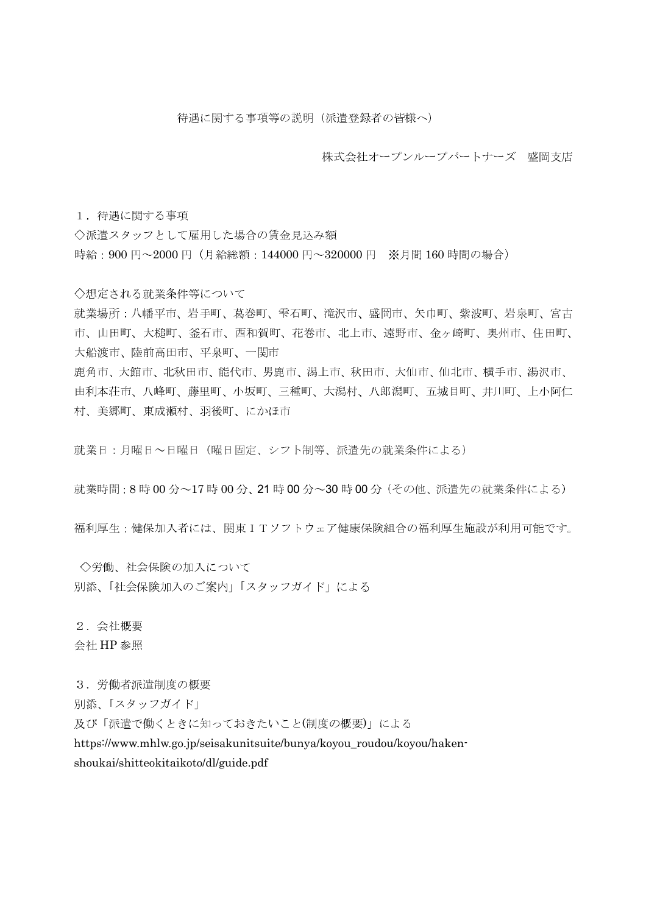# 待遇に関する事項等の説明（派遣登録者の皆様へ）

株式会社オープンループパートナーズ　盛岡支店

## １．待遇に関する事項

◇派遣スタッフとして雇用した場合の賃金見込み額

時給：900 円～2000 円（月給総額：144000 円～320000 円　※月間 160 時間の場合）

◇想定される就業条件等について

就業場所：八幡平市、岩手町、葛巻町、雫石町、滝沢市、盛岡市、矢巾町、紫波町、岩泉町、宮古市、山田町、大槌町、釜石市、西和賀町、花巻市、北上市、遠野市、金ヶ崎町、奥州市、住田町、大船渡市、陸前高田市、平泉町、一関市
鹿角市、大館市、北秋田市、能代市、男鹿市、潟上市、秋田市、大仙市、仙北市、横手市、湯沢市、由利本荘市、八峰町、藤里町、小坂町、三種町、大潟村、八郎潟町、五城目町、井川町、上小阿仁村、美郷町、東成瀬村、羽後町、にかほ市

就業日：月曜日～日曜日（曜日固定、シフト制等、派遣先の就業条件による）

就業時間：8 時 00 分～17 時 00 分、21 時 00 分～30 時 00 分（その他、派遣先の就業条件による）

福利厚生：健保加入者には、関東ＩＴソフトウェア健康保険組合の福利厚生施設が利用可能です。

◇労働、社会保険の加入について

別添、「社会保険加入のご案内」「スタッフガイド」による

## ２．会社概要

会社 HP 参照

## ３．労働者派遣制度の概要

別添、「スタッフガイド」
及び「派遣で働くときに知っておきたいこと(制度の概要)」による
https://www.mhlw.go.jp/seisakunitsuite/bunya/koyou_roudou/koyou/haken-shoukai/shitteokitaikoto/dl/guide.pdf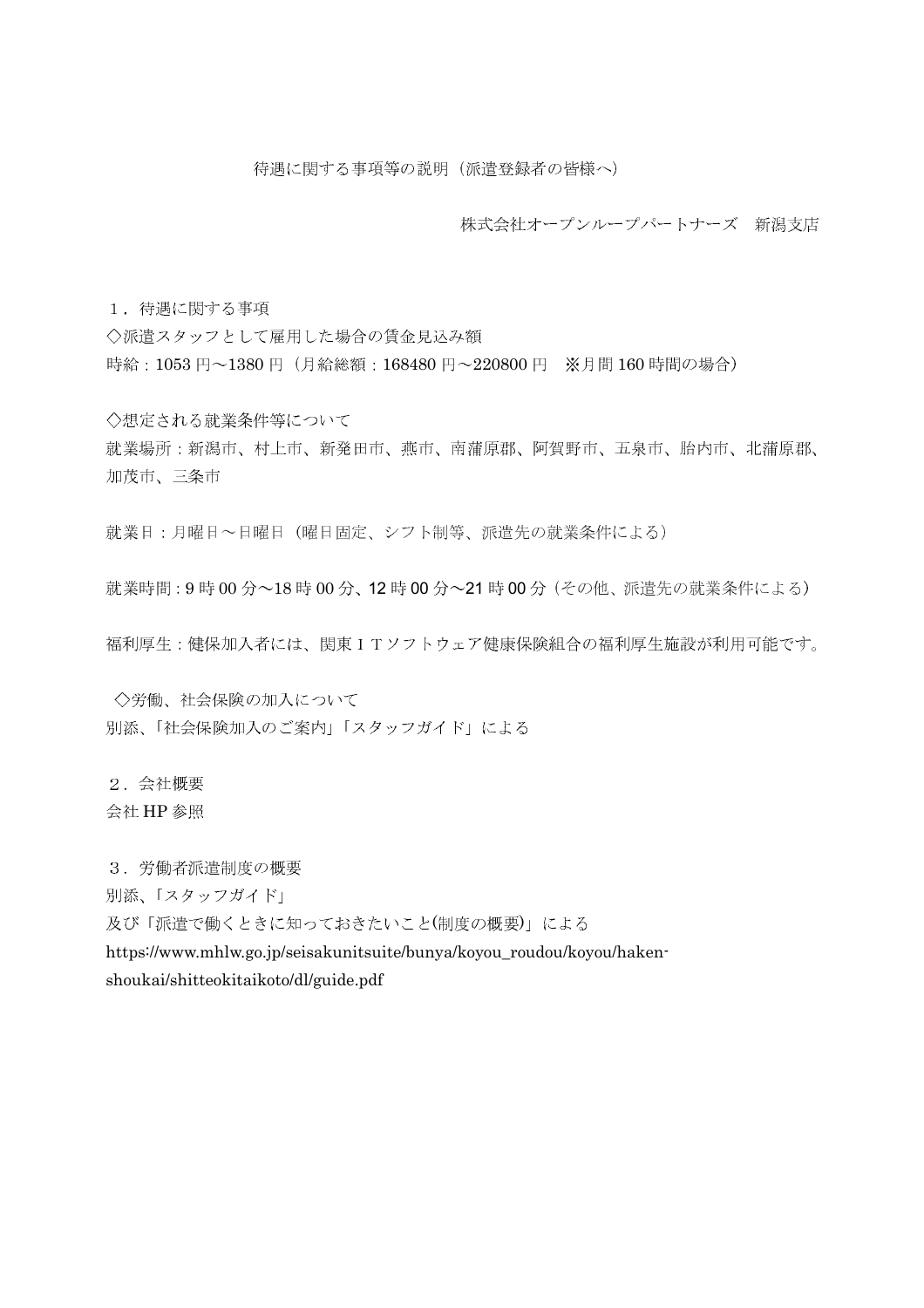# 待遇に関する事項等の説明（派遣登録者の皆様へ）

株式会社オープンループパートナーズ　新潟支店

１．待遇に関する事項

◇派遣スタッフとして雇用した場合の賃金見込み額

時給：1053 円～1380 円（月給総額：168480 円～220800 円　※月間 160 時間の場合）

◇想定される就業条件等について

就業場所：新潟市、村上市、新発田市、燕市、南蒲原郡、阿賀野市、五泉市、胎内市、北蒲原郡、加茂市、三条市

就業日：月曜日～日曜日（曜日固定、シフト制等、派遣先の就業条件による）

就業時間：9 時 00 分～18 時 00 分、12 時 00 分～21 時 00 分（その他、派遣先の就業条件による）

福利厚生：健保加入者には、関東ＩＴソフトウェア健康保険組合の福利厚生施設が利用可能です。

◇労働、社会保険の加入について

別添、「社会保険加入のご案内」「スタッフガイド」による

２．会社概要

会社 HP 参照

３．労働者派遣制度の概要

別添、「スタッフガイド」

及び「派遣で働くときに知っておきたいこと(制度の概要)」による

https://www.mhlw.go.jp/seisakunitsuite/bunya/koyou_roudou/koyou/haken-shoukai/shitteokitaikoto/dl/guide.pdf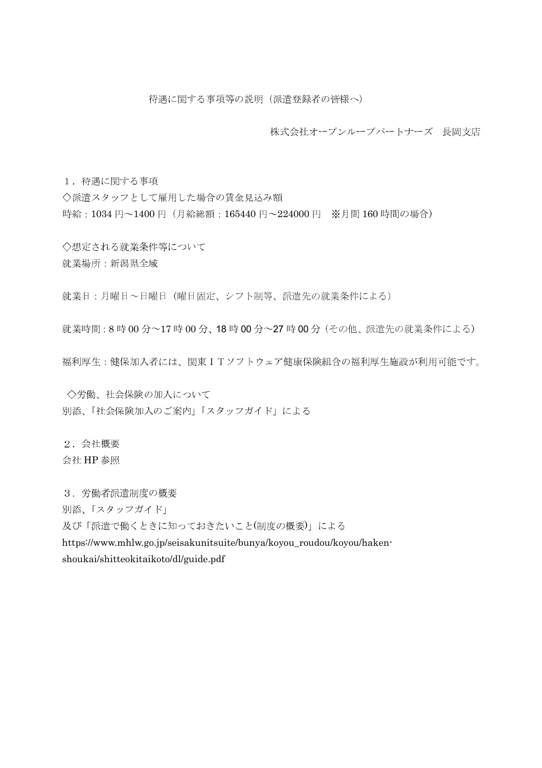# 待遇に関する事項等の説明（派遣登録者の皆様へ）

株式会社オープンループパートナーズ　長岡支店

１．待遇に関する事項

◇派遣スタッフとして雇用した場合の賃金見込み額

時給：1034 円～1400 円（月給総額：165440 円～224000 円　※月間 160 時間の場合）

◇想定される就業条件等について

就業場所：新潟県全域

就業日：月曜日～日曜日（曜日固定、シフト制等、派遣先の就業条件による）

就業時間：8 時 00 分～17 時 00 分、18 時 00 分～27 時 00 分（その他、派遣先の就業条件による）

福利厚生：健保加入者には、関東ＩＴソフトウェア健康保険組合の福利厚生施設が利用可能です。

◇労働、社会保険の加入について

別添、「社会保険加入のご案内」「スタッフガイド」による

２．会社概要

会社 HP 参照

３．労働者派遣制度の概要

別添、「スタッフガイド」

及び「派遣で働くときに知っておきたいこと(制度の概要)」による

https://www.mhlw.go.jp/seisakunitsuite/bunya/koyou_roudou/koyou/haken-shoukai/shitteokitaikoto/dl/guide.pdf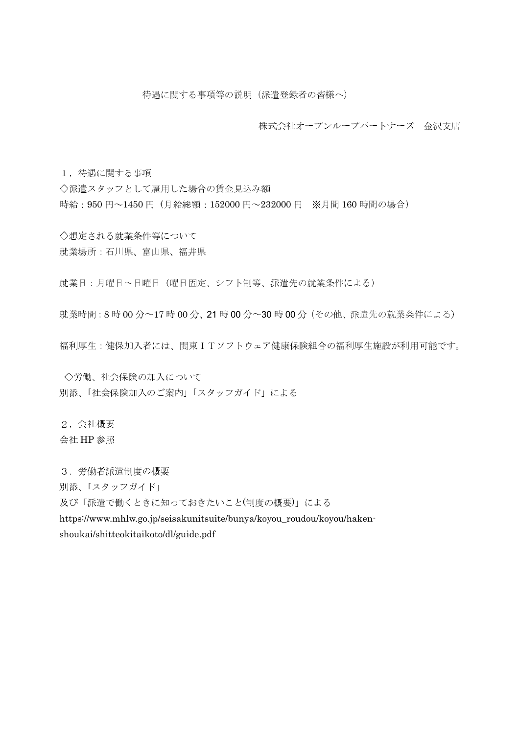# 待遇に関する事項等の説明（派遣登録者の皆様へ）

株式会社オープンループパートナーズ　金沢支店

## １．待遇に関する事項

◇派遣スタッフとして雇用した場合の賃金見込み額

時給：950 円～1450 円（月給総額：152000 円～232000 円　※月間 160 時間の場合）

◇想定される就業条件等について

就業場所：石川県、富山県、福井県

就業日：月曜日～日曜日（曜日固定、シフト制等、派遣先の就業条件による）

就業時間：8 時 00 分～17 時 00 分、21 時 00 分～30 時 00 分（その他、派遣先の就業条件による）

福利厚生：健保加入者には、関東ＩＴソフトウェア健康保険組合の福利厚生施設が利用可能です。

◇労働、社会保険の加入について

別添、「社会保険加入のご案内」「スタッフガイド」による

## ２．会社概要

会社 HP 参照

## ３．労働者派遣制度の概要

別添、「スタッフガイド」

及び「派遣で働くときに知っておきたいこと(制度の概要)」による

https://www.mhlw.go.jp/seisakunitsuite/bunya/koyou_roudou/koyou/haken-shoukai/shitteokitaikoto/dl/guide.pdf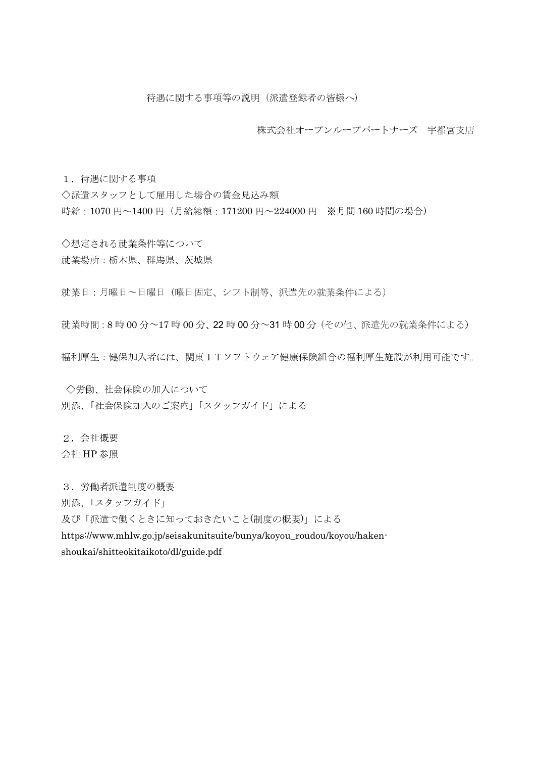# 待遇に関する事項等の説明（派遣登録者の皆様へ）

株式会社オープンループパートナーズ　宇都宮支店

１．待遇に関する事項

◇派遣スタッフとして雇用した場合の賃金見込み額

時給：1070 円～1400 円（月給総額：171200 円～224000 円　※月間 160 時間の場合）

◇想定される就業条件等について

就業場所：栃木県、群馬県、茨城県

就業日：月曜日～日曜日（曜日固定、シフト制等、派遣先の就業条件による）

就業時間：8 時 00 分～17 時 00 分、22 時 00 分～31 時 00 分（その他、派遣先の就業条件による）

福利厚生：健保加入者には、関東ＩＴソフトウェア健康保険組合の福利厚生施設が利用可能です。

◇労働、社会保険の加入について

別添、「社会保険加入のご案内」「スタッフガイド」による

２．会社概要

会社 HP 参照

３．労働者派遣制度の概要

別添、「スタッフガイド」

及び「派遣で働くときに知っておきたいこと(制度の概要)」による

https://www.mhlw.go.jp/seisakunitsuite/bunya/koyou_roudou/koyou/haken-shoukai/shitteokitaikoto/dl/guide.pdf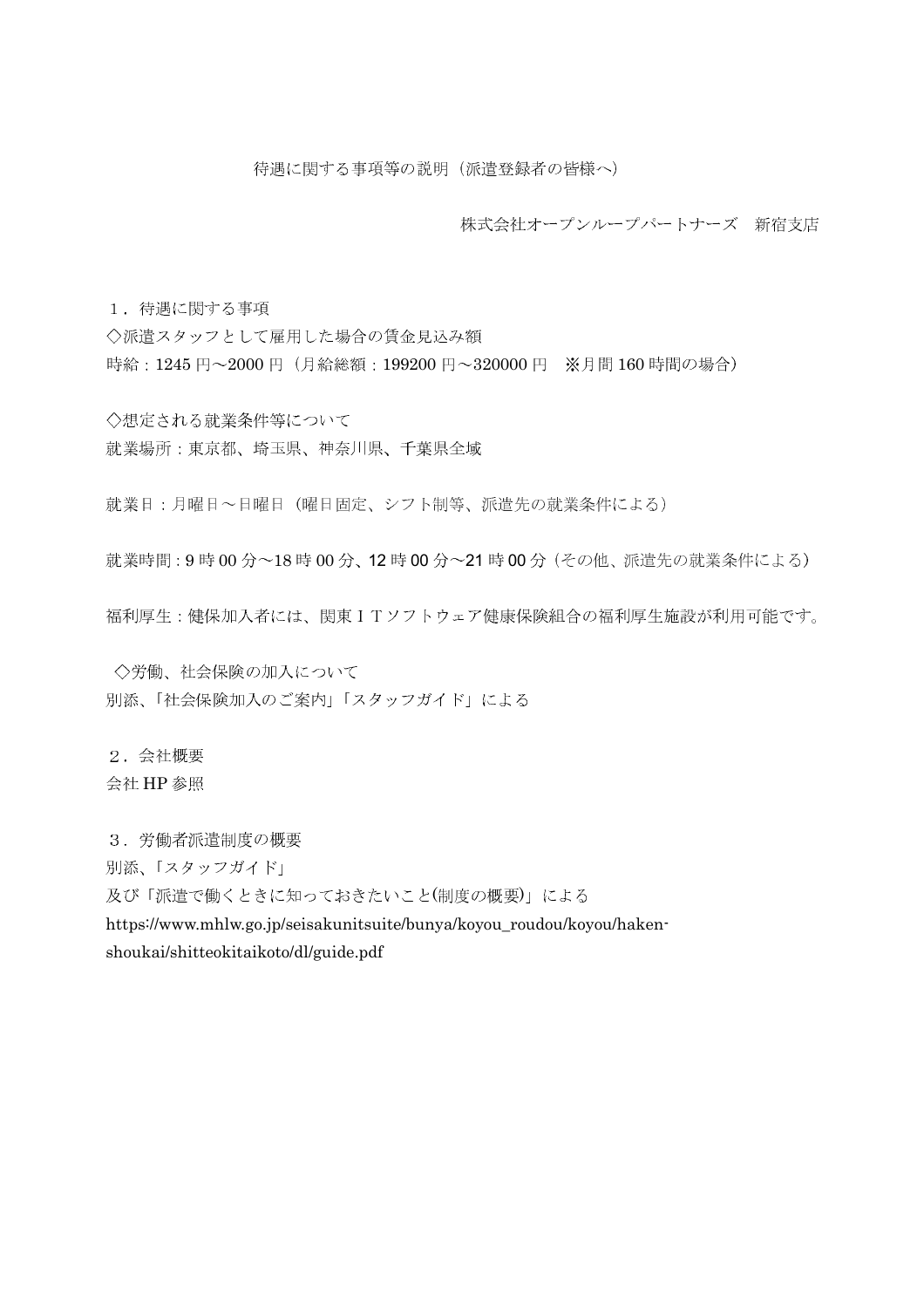# 待遇に関する事項等の説明（派遣登録者の皆様へ）

株式会社オープンループパートナーズ　新宿支店

## １．待遇に関する事項

◇派遣スタッフとして雇用した場合の賃金見込み額

時給：1245 円～2000 円（月給総額：199200 円～320000 円　※月間 160 時間の場合）

◇想定される就業条件等について

就業場所：東京都、埼玉県、神奈川県、千葉県全域

就業日：月曜日～日曜日（曜日固定、シフト制等、派遣先の就業条件による）

就業時間：9 時 00 分～18 時 00 分、12 時 00 分～21 時 00 分（その他、派遣先の就業条件による）

福利厚生：健保加入者には、関東ＩＴソフトウェア健康保険組合の福利厚生施設が利用可能です。

◇労働、社会保険の加入について

別添、「社会保険加入のご案内」「スタッフガイド」による

## ２．会社概要

会社 HP 参照

## ３．労働者派遣制度の概要

別添、「スタッフガイド」

及び「派遣で働くときに知っておきたいこと(制度の概要)」による

https://www.mhlw.go.jp/seisakunitsuite/bunya/koyou_roudou/koyou/haken-shoukai/shitteokitaikoto/dl/guide.pdf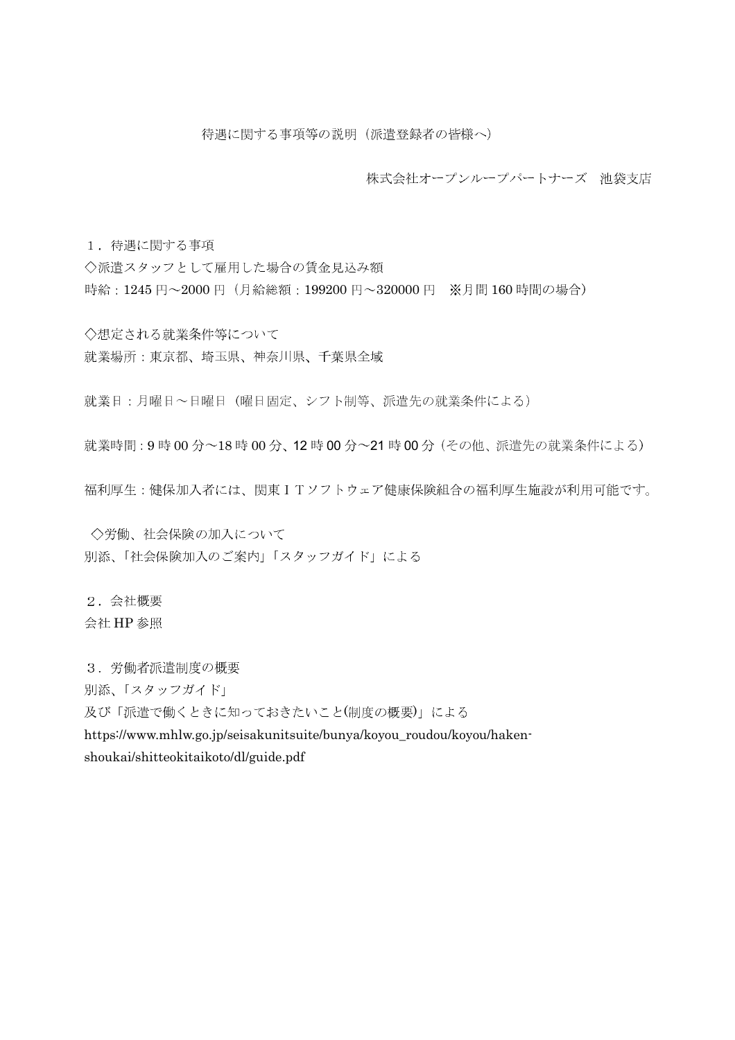# 待遇に関する事項等の説明（派遣登録者の皆様へ）

株式会社オープンループパートナーズ　池袋支店

## １．待遇に関する事項

◇派遣スタッフとして雇用した場合の賃金見込み額

時給：1245 円～2000 円（月給総額：199200 円～320000 円　※月間 160 時間の場合）

◇想定される就業条件等について

就業場所：東京都、埼玉県、神奈川県、千葉県全域

就業日：月曜日～日曜日（曜日固定、シフト制等、派遣先の就業条件による）

就業時間：9 時 00 分～18 時 00 分、12 時 00 分～21 時 00 分（その他、派遣先の就業条件による）

福利厚生：健保加入者には、関東ＩＴソフトウェア健康保険組合の福利厚生施設が利用可能です。

◇労働、社会保険の加入について

別添、「社会保険加入のご案内」「スタッフガイド」による

## ２．会社概要

会社 HP 参照

## ３．労働者派遣制度の概要

別添、「スタッフガイド」

及び「派遣で働くときに知っておきたいこと(制度の概要)」による

https://www.mhlw.go.jp/seisakunitsuite/bunya/koyou_roudou/koyou/haken-shoukai/shitteokitaikoto/dl/guide.pdf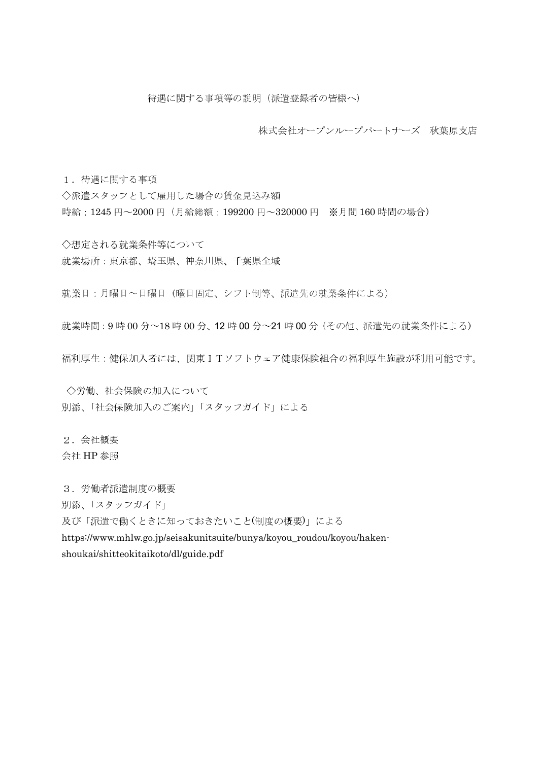# 待遇に関する事項等の説明（派遣登録者の皆様へ）

株式会社オープンループパートナーズ　秋葉原支店

１．待遇に関する事項

◇派遣スタッフとして雇用した場合の賃金見込み額

時給：1245 円～2000 円（月給総額：199200 円～320000 円　※月間 160 時間の場合）

◇想定される就業条件等について

就業場所：東京都、埼玉県、神奈川県、千葉県全域

就業日：月曜日～日曜日（曜日固定、シフト制等、派遣先の就業条件による）

就業時間：9 時 00 分～18 時 00 分、12 時 00 分～21 時 00 分（その他、派遣先の就業条件による）

福利厚生：健保加入者には、関東ＩＴソフトウェア健康保険組合の福利厚生施設が利用可能です。

◇労働、社会保険の加入について

別添、「社会保険加入のご案内」「スタッフガイド」による

２．会社概要

会社 HP 参照

３．労働者派遣制度の概要

別添、「スタッフガイド」

及び「派遣で働くときに知っておきたいこと(制度の概要)」による

https://www.mhlw.go.jp/seisakunitsuite/bunya/koyou_roudou/koyou/haken-shoukai/shitteokitaikoto/dl/guide.pdf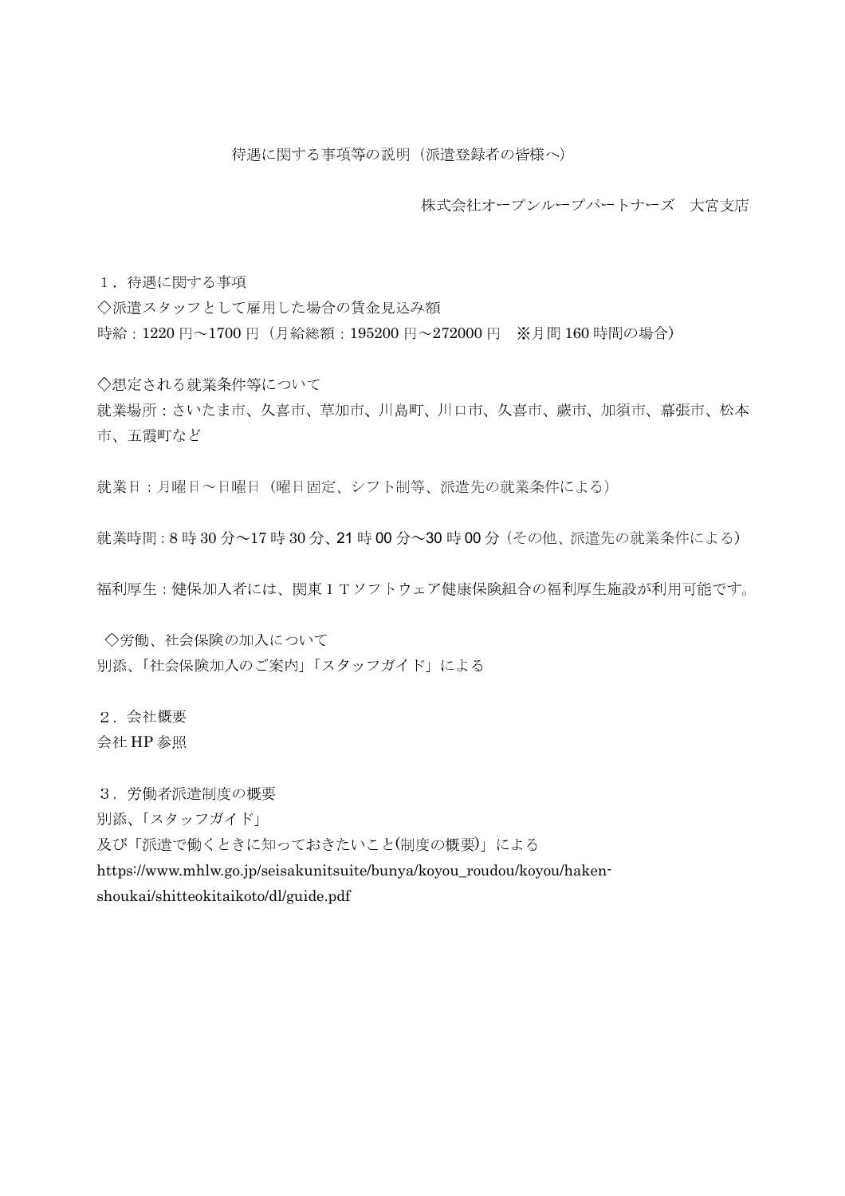# 待遇に関する事項等の説明（派遣登録者の皆様へ）

株式会社オープンループパートナーズ　大宮支店

## １．待遇に関する事項

◇派遣スタッフとして雇用した場合の賃金見込み額

時給：1220 円～1700 円（月給総額：195200 円～272000 円　※月間 160 時間の場合）

◇想定される就業条件等について

就業場所：さいたま市、久喜市、草加市、川島町、川口市、久喜市、蕨市、加須市、幕張市、松本市、五霞町など

就業日：月曜日～日曜日（曜日固定、シフト制等、派遣先の就業条件による）

就業時間：8 時 30 分～17 時 30 分、21 時 00 分～30 時 00 分（その他、派遣先の就業条件による）

福利厚生：健保加入者には、関東ＩＴソフトウェア健康保険組合の福利厚生施設が利用可能です。

◇労働、社会保険の加入について

別添、「社会保険加入のご案内」「スタッフガイド」による

## ２．会社概要

会社 HP 参照

## ３．労働者派遣制度の概要

別添、「スタッフガイド」

及び「派遣で働くときに知っておきたいこと(制度の概要)」による

https://www.mhlw.go.jp/seisakunitsuite/bunya/koyou_roudou/koyou/haken-shoukai/shitteokitaikoto/dl/guide.pdf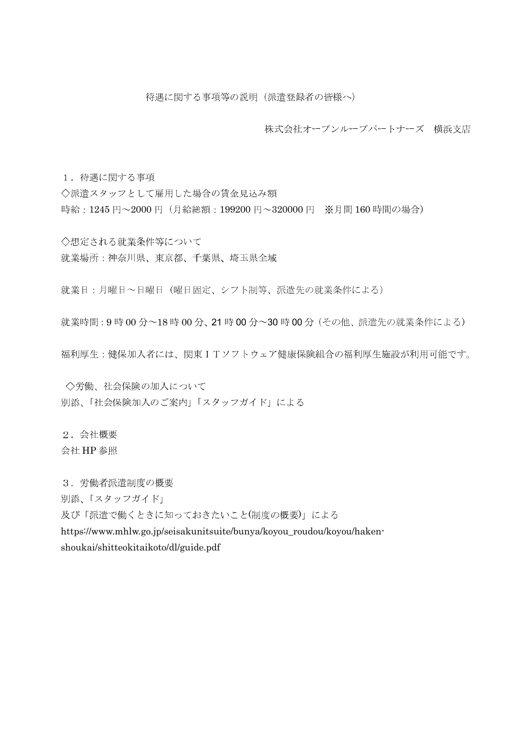# 待遇に関する事項等の説明（派遣登録者の皆様へ）

株式会社オープンループパートナーズ　横浜支店

## １．待遇に関する事項

◇派遣スタッフとして雇用した場合の賃金見込み額

時給：1245 円～2000 円（月給総額：199200 円～320000 円　※月間 160 時間の場合）

◇想定される就業条件等について

就業場所：神奈川県、東京都、千葉県、埼玉県全域

就業日：月曜日～日曜日（曜日固定、シフト制等、派遣先の就業条件による）

就業時間：9 時 00 分～18 時 00 分、21 時 00 分～30 時 00 分（その他、派遣先の就業条件による）

福利厚生：健保加入者には、関東ＩＴソフトウェア健康保険組合の福利厚生施設が利用可能です。

◇労働、社会保険の加入について

別添、「社会保険加入のご案内」「スタッフガイド」による

## ２．会社概要

会社 HP 参照

## ３．労働者派遣制度の概要

別添、「スタッフガイド」

及び「派遣で働くときに知っておきたいこと(制度の概要)」による

https://www.mhlw.go.jp/seisakunitsuite/bunya/koyou_roudou/koyou/haken-shoukai/shitteokitaikoto/dl/guide.pdf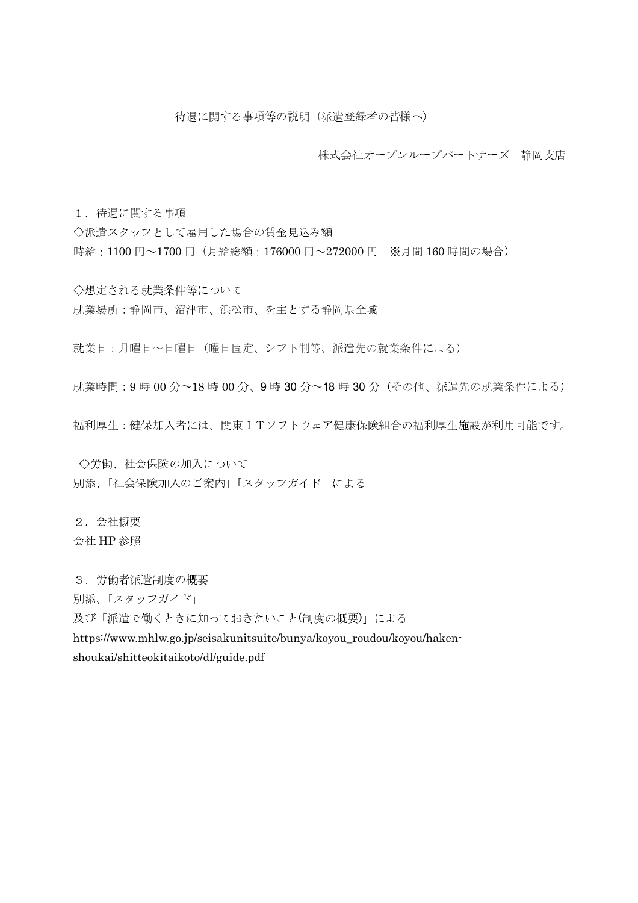# 待遇に関する事項等の説明（派遣登録者の皆様へ）

株式会社オープンループパートナーズ　静岡支店

## １．待遇に関する事項

◇派遣スタッフとして雇用した場合の賃金見込み額

時給：1100 円～1700 円（月給総額：176000 円～272000 円　※月間 160 時間の場合）

◇想定される就業条件等について

就業場所：静岡市、沼津市、浜松市、を主とする静岡県全域

就業日：月曜日～日曜日（曜日固定、シフト制等、派遣先の就業条件による）

就業時間：9 時 00 分～18 時 00 分、9 時 30 分～18 時 30 分（その他、派遣先の就業条件による）

福利厚生：健保加入者には、関東ＩＴソフトウェア健康保険組合の福利厚生施設が利用可能です。

◇労働、社会保険の加入について

別添、「社会保険加入のご案内」「スタッフガイド」による

## ２．会社概要

会社 HP 参照

## ３．労働者派遣制度の概要

別添、「スタッフガイド」

及び「派遣で働くときに知っておきたいこと(制度の概要)」による

https://www.mhlw.go.jp/seisakunitsuite/bunya/koyou_roudou/koyou/haken-shoukai/shitteokitaikoto/dl/guide.pdf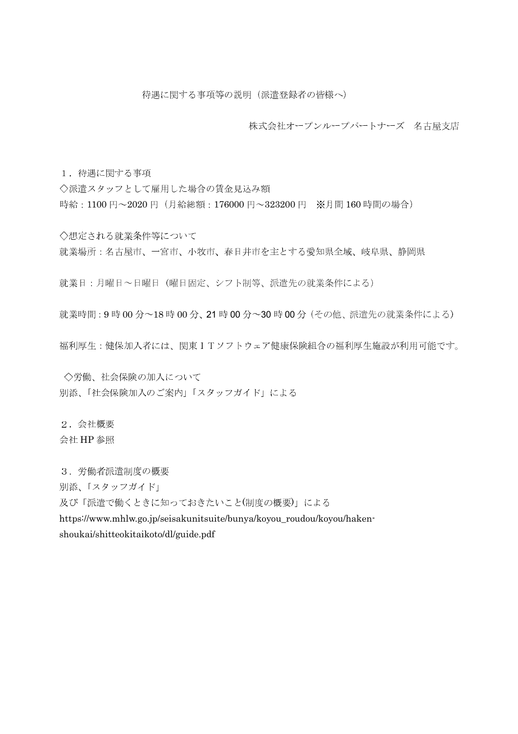# 待遇に関する事項等の説明（派遣登録者の皆様へ）

株式会社オープンループパートナーズ　名古屋支店

## １．待遇に関する事項

◇派遣スタッフとして雇用した場合の賃金見込み額

時給：1100 円～2020 円（月給総額：176000 円～323200 円　※月間 160 時間の場合）

◇想定される就業条件等について

就業場所：名古屋市、一宮市、小牧市、春日井市を主とする愛知県全域、岐阜県、静岡県

就業日：月曜日～日曜日（曜日固定、シフト制等、派遣先の就業条件による）

就業時間：9 時 00 分～18 時 00 分、21 時 00 分～30 時 00 分（その他、派遣先の就業条件による）

福利厚生：健保加入者には、関東ＩＴソフトウェア健康保険組合の福利厚生施設が利用可能です。

◇労働、社会保険の加入について

別添、「社会保険加入のご案内」「スタッフガイド」による

## ２．会社概要

会社 HP 参照

## ３．労働者派遣制度の概要

別添、「スタッフガイド」

及び「派遣で働くときに知っておきたいこと(制度の概要)」による

https://www.mhlw.go.jp/seisakunitsuite/bunya/koyou_roudou/koyou/haken-shoukai/shitteokitaikoto/dl/guide.pdf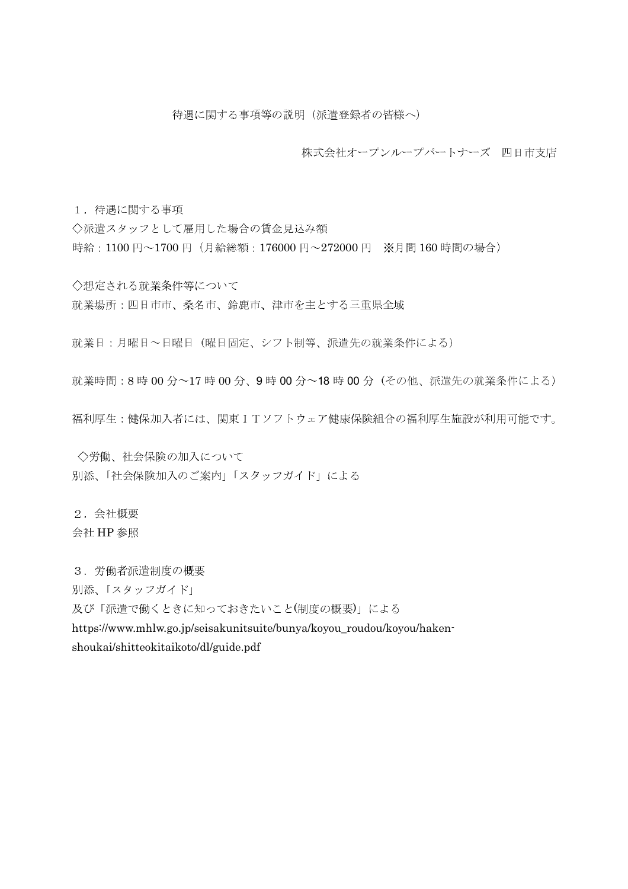# 待遇に関する事項等の説明（派遣登録者の皆様へ）

株式会社オープンループパートナーズ　四日市支店

## １．待遇に関する事項

◇派遣スタッフとして雇用した場合の賃金見込み額

時給：1100 円～1700 円（月給総額：176000 円～272000 円　※月間 160 時間の場合）

◇想定される就業条件等について

就業場所：四日市市、桑名市、鈴鹿市、津市を主とする三重県全域

就業日：月曜日～日曜日（曜日固定、シフト制等、派遣先の就業条件による）

就業時間：8 時 00 分～17 時 00 分、9 時 00 分～18 時 00 分（その他、派遣先の就業条件による）

福利厚生：健保加入者には、関東ＩＴソフトウェア健康保険組合の福利厚生施設が利用可能です。

◇労働、社会保険の加入について

別添、「社会保険加入のご案内」「スタッフガイド」による

## ２．会社概要

会社 HP 参照

## ３．労働者派遣制度の概要

別添、「スタッフガイド」

及び「派遣で働くときに知っておきたいこと(制度の概要)」による

https://www.mhlw.go.jp/seisakunitsuite/bunya/koyou_roudou/koyou/haken-shoukai/shitteokitaikoto/dl/guide.pdf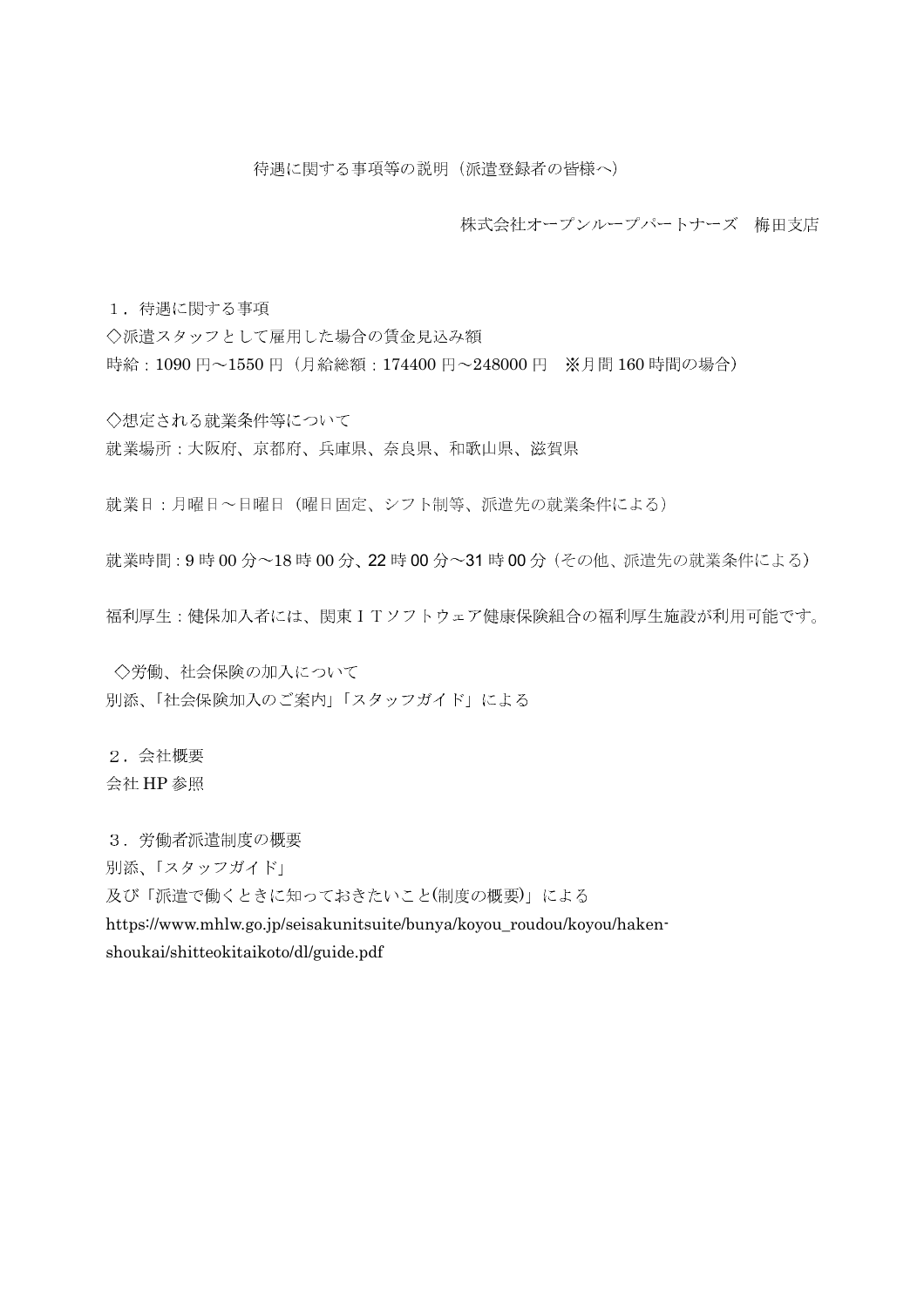# 待遇に関する事項等の説明（派遣登録者の皆様へ）

株式会社オープンループパートナーズ　梅田支店

## １．待遇に関する事項

◇派遣スタッフとして雇用した場合の賃金見込み額

時給：1090 円〜1550 円（月給総額：174400 円〜248000 円　※月間 160 時間の場合）

◇想定される就業条件等について

就業場所：大阪府、京都府、兵庫県、奈良県、和歌山県、滋賀県

就業日：月曜日〜日曜日（曜日固定、シフト制等、派遣先の就業条件による）

就業時間：9 時 00 分〜18 時 00 分、22 時 00 分〜31 時 00 分（その他、派遣先の就業条件による）

福利厚生：健保加入者には、関東ＩＴソフトウェア健康保険組合の福利厚生施設が利用可能です。

◇労働、社会保険の加入について

別添、「社会保険加入のご案内」「スタッフガイド」による

## ２．会社概要

会社 HP 参照

## ３．労働者派遣制度の概要

別添、「スタッフガイド」

及び「派遣で働くときに知っておきたいこと(制度の概要)」による

https://www.mhlw.go.jp/seisakunitsuite/bunya/koyou_roudou/koyou/haken-shoukai/shitteokitaikoto/dl/guide.pdf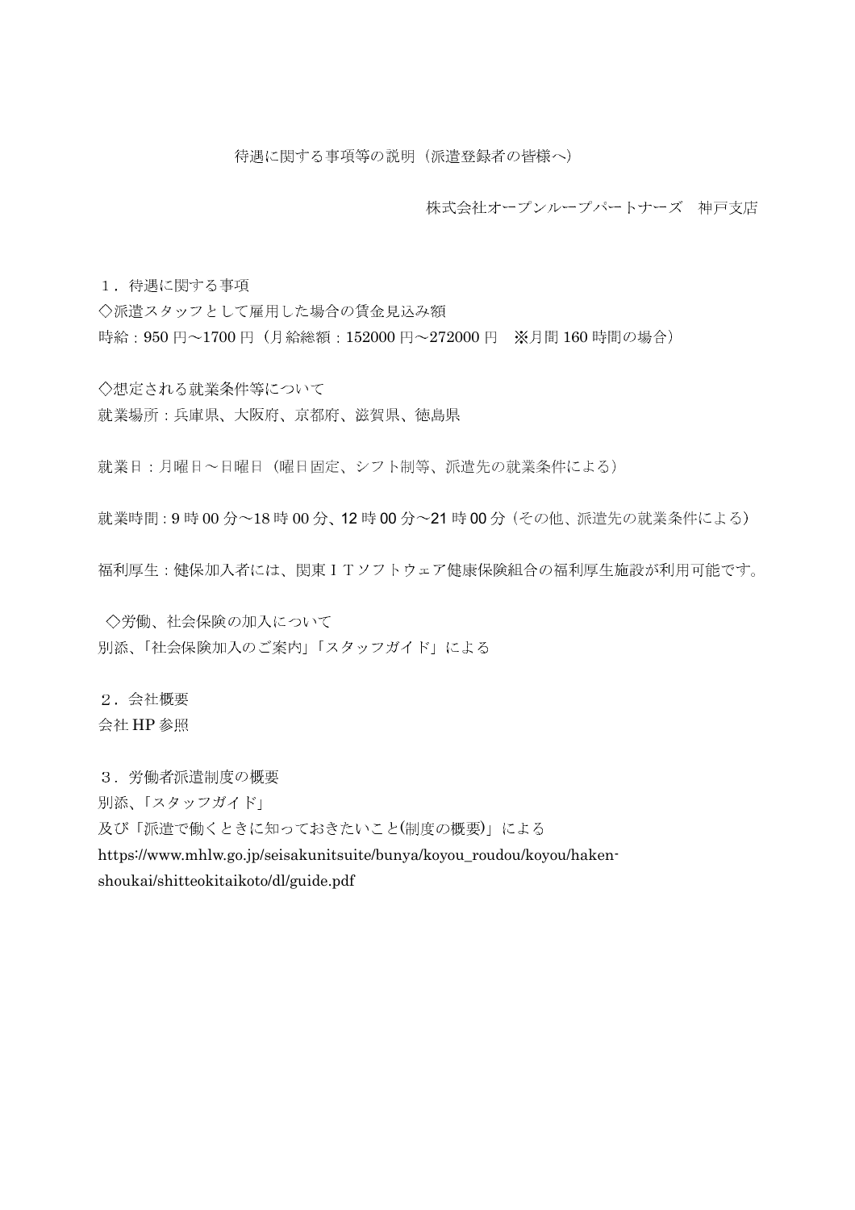# 待遇に関する事項等の説明（派遣登録者の皆様へ）

株式会社オープンループパートナーズ　神戸支店

## １．待遇に関する事項

◇派遣スタッフとして雇用した場合の賃金見込み額

時給：950 円～1700 円（月給総額：152000 円～272000 円　※月間 160 時間の場合）

◇想定される就業条件等について

就業場所：兵庫県、大阪府、京都府、滋賀県、徳島県

就業日：月曜日～日曜日（曜日固定、シフト制等、派遣先の就業条件による）

就業時間：9 時 00 分～18 時 00 分、12 時 00 分～21 時 00 分（その他、派遣先の就業条件による）

福利厚生：健保加入者には、関東ＩＴソフトウェア健康保険組合の福利厚生施設が利用可能です。

◇労働、社会保険の加入について

別添、「社会保険加入のご案内」「スタッフガイド」による

## ２．会社概要

会社 HP 参照

## ３．労働者派遣制度の概要

別添、「スタッフガイド」

及び「派遣で働くときに知っておきたいこと(制度の概要)」による

https://www.mhlw.go.jp/seisakunitsuite/bunya/koyou_roudou/koyou/haken-shoukai/shitteokitaikoto/dl/guide.pdf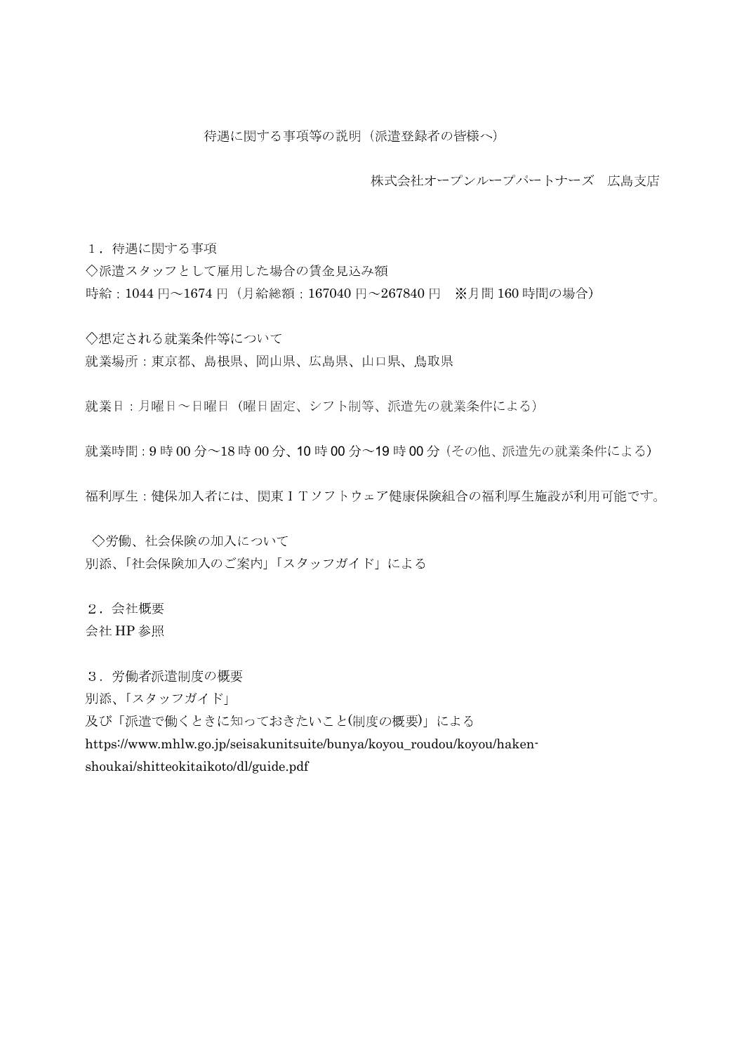# 待遇に関する事項等の説明（派遣登録者の皆様へ）

株式会社オープンループパートナーズ　広島支店

１．待遇に関する事項

◇派遣スタッフとして雇用した場合の賃金見込み額

時給：1044 円～1674 円（月給総額：167040 円～267840 円　※月間 160 時間の場合）

◇想定される就業条件等について

就業場所：東京都、島根県、岡山県、広島県、山口県、鳥取県

就業日：月曜日～日曜日（曜日固定、シフト制等、派遣先の就業条件による）

就業時間：9 時 00 分～18 時 00 分、10 時 00 分～19 時 00 分（その他、派遣先の就業条件による）

福利厚生：健保加入者には、関東ＩＴソフトウェア健康保険組合の福利厚生施設が利用可能です。

◇労働、社会保険の加入について

別添、「社会保険加入のご案内」「スタッフガイド」による

２．会社概要

会社 HP 参照

３．労働者派遣制度の概要

別添、「スタッフガイド」

及び「派遣で働くときに知っておきたいこと(制度の概要)」による

https://www.mhlw.go.jp/seisakunitsuite/bunya/koyou_roudou/koyou/haken-shoukai/shitteokitaikoto/dl/guide.pdf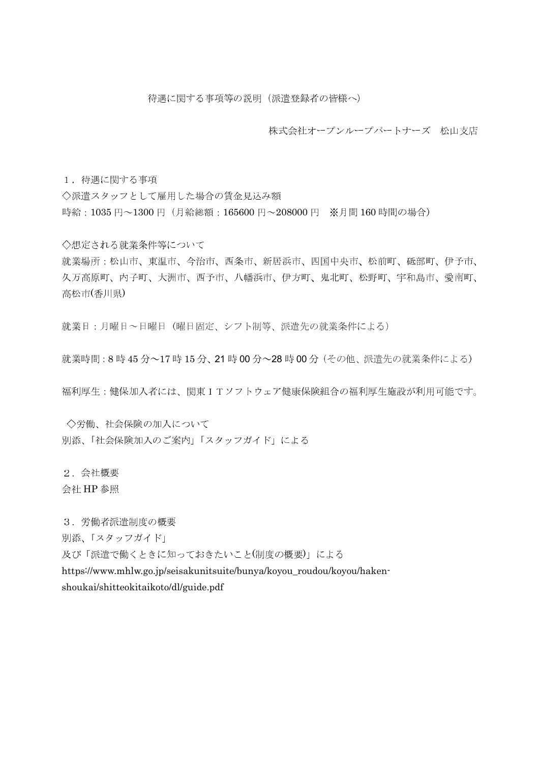# 待遇に関する事項等の説明（派遣登録者の皆様へ）

株式会社オープンループパートナーズ　松山支店

## １．待遇に関する事項

◇派遣スタッフとして雇用した場合の賃金見込み額

時給：1035 円～1300 円（月給総額：165600 円～208000 円　※月間 160 時間の場合）

◇想定される就業条件等について

就業場所：松山市、東温市、今治市、西条市、新居浜市、四国中央市、松前町、砥部町、伊予市、久万高原町、内子町、大洲市、西予市、八幡浜市、伊方町、鬼北町、松野町、宇和島市、愛南町、高松市(香川県)

就業日：月曜日～日曜日（曜日固定、シフト制等、派遣先の就業条件による）

就業時間：8 時 45 分～17 時 15 分、21 時 00 分～28 時 00 分（その他、派遣先の就業条件による）

福利厚生：健保加入者には、関東ＩＴソフトウェア健康保険組合の福利厚生施設が利用可能です。

◇労働、社会保険の加入について

別添、「社会保険加入のご案内」「スタッフガイド」による

## ２．会社概要

会社 HP 参照

## ３．労働者派遣制度の概要

別添、「スタッフガイド」

及び「派遣で働くときに知っておきたいこと(制度の概要)」による

https://www.mhlw.go.jp/seisakunitsuite/bunya/koyou_roudou/koyou/haken-shoukai/shitteokitaikoto/dl/guide.pdf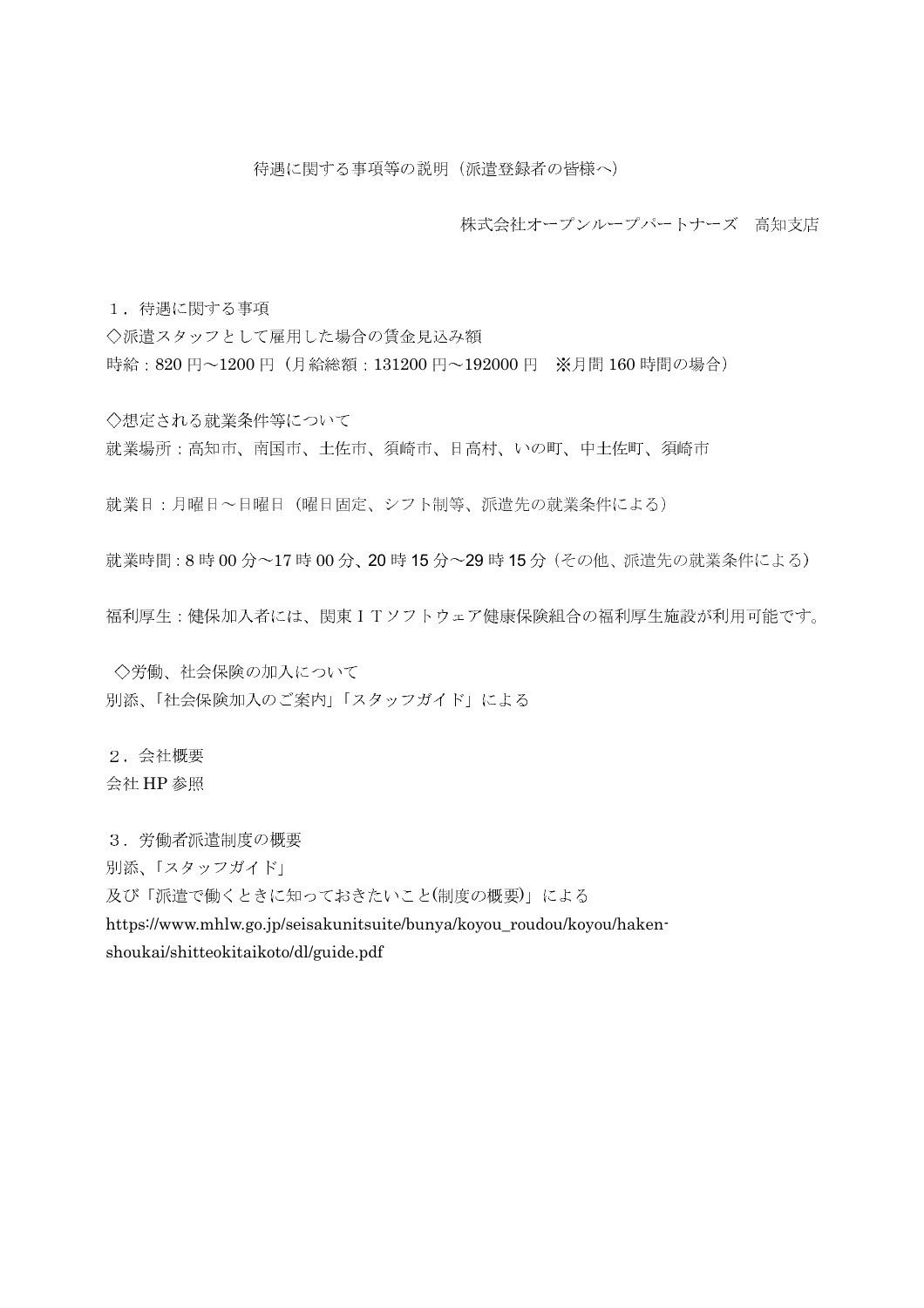# 待遇に関する事項等の説明（派遣登録者の皆様へ）

株式会社オープンループパートナーズ　高知支店

１．待遇に関する事項

◇派遣スタッフとして雇用した場合の賃金見込み額

時給：820 円～1200 円（月給総額：131200 円～192000 円　※月間 160 時間の場合）

◇想定される就業条件等について

就業場所：高知市、南国市、土佐市、須崎市、日高村、いの町、中土佐町、須崎市

就業日：月曜日～日曜日（曜日固定、シフト制等、派遣先の就業条件による）

就業時間：8 時 00 分～17 時 00 分、20 時 15 分～29 時 15 分（その他、派遣先の就業条件による）

福利厚生：健保加入者には、関東ＩＴソフトウェア健康保険組合の福利厚生施設が利用可能です。

◇労働、社会保険の加入について

別添、「社会保険加入のご案内」「スタッフガイド」による

２．会社概要

会社 HP 参照

３．労働者派遣制度の概要

別添、「スタッフガイド」

及び「派遣で働くときに知っておきたいこと(制度の概要)」による

https://www.mhlw.go.jp/seisakunitsuite/bunya/koyou_roudou/koyou/haken-shoukai/shitteokitaikoto/dl/guide.pdf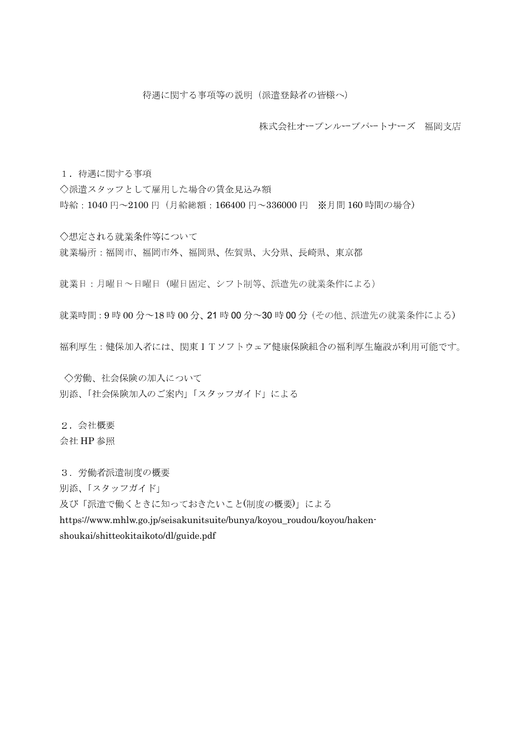# 待遇に関する事項等の説明（派遣登録者の皆様へ）

株式会社オープンループパートナーズ　福岡支店

## １．待遇に関する事項

◇派遣スタッフとして雇用した場合の賃金見込み額

時給：1040 円～2100 円（月給総額：166400 円～336000 円　※月間 160 時間の場合）

◇想定される就業条件等について

就業場所：福岡市、福岡市外、福岡県、佐賀県、大分県、長崎県、東京都

就業日：月曜日～日曜日（曜日固定、シフト制等、派遣先の就業条件による）

就業時間：9 時 00 分～18 時 00 分、21 時 00 分～30 時 00 分（その他、派遣先の就業条件による）

福利厚生：健保加入者には、関東ＩＴソフトウェア健康保険組合の福利厚生施設が利用可能です。

◇労働、社会保険の加入について

別添、「社会保険加入のご案内」「スタッフガイド」による

## ２．会社概要

会社 HP 参照

## ３．労働者派遣制度の概要

別添、「スタッフガイド」

及び「派遣で働くときに知っておきたいこと(制度の概要)」による

https://www.mhlw.go.jp/seisakunitsuite/bunya/koyou_roudou/koyou/haken-shoukai/shitteokitaikoto/dl/guide.pdf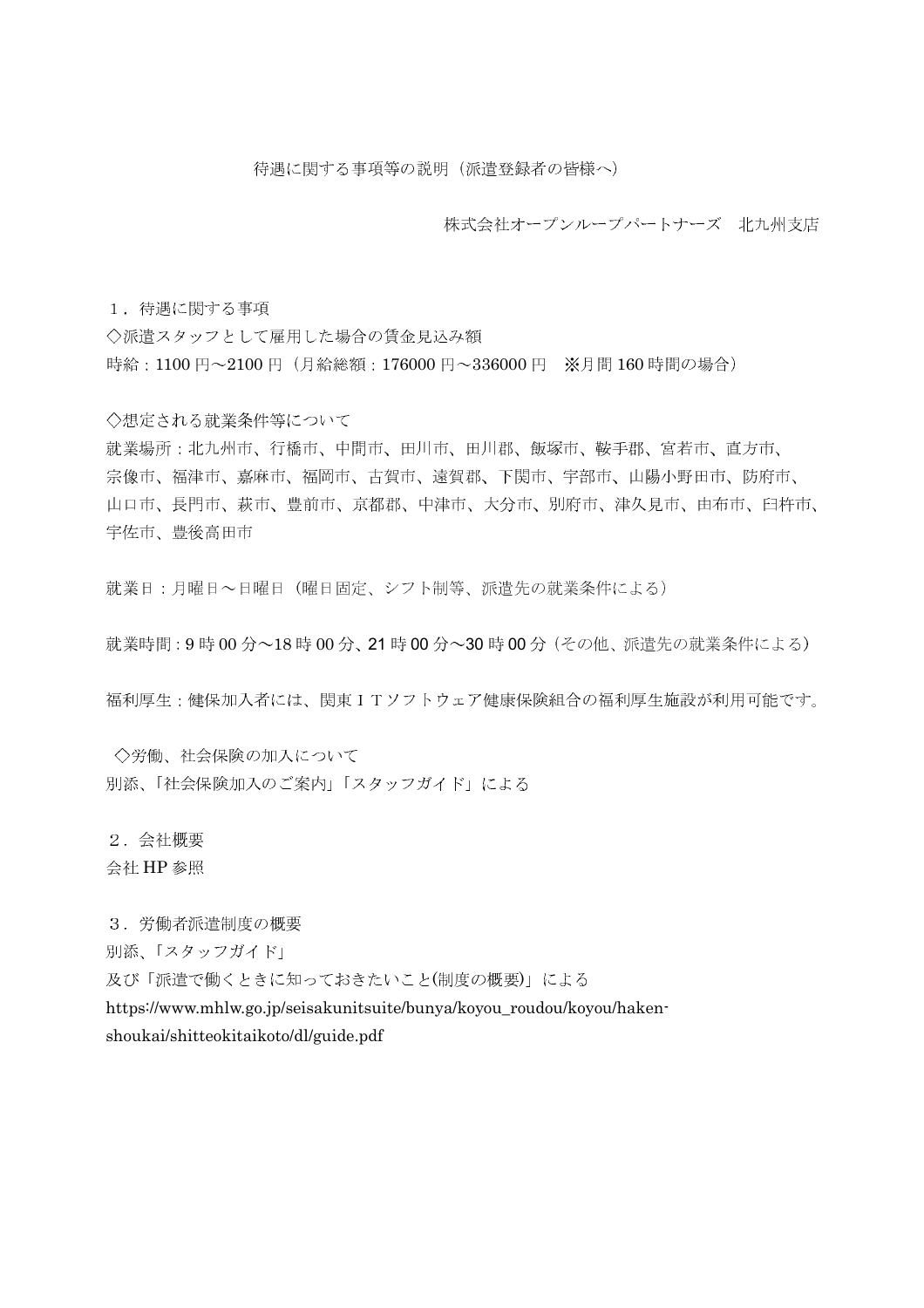# 待遇に関する事項等の説明（派遣登録者の皆様へ）

株式会社オープンループパートナーズ　北九州支店

１．待遇に関する事項

◇派遣スタッフとして雇用した場合の賃金見込み額

時給：1100 円～2100 円（月給総額：176000 円～336000 円　※月間 160 時間の場合）

◇想定される就業条件等について

就業場所：北九州市、行橋市、中間市、田川市、田川郡、飯塚市、鞍手郡、宮若市、直方市、宗像市、福津市、嘉麻市、福岡市、古賀市、遠賀郡、下関市、宇部市、山陽小野田市、防府市、山口市、長門市、萩市、豊前市、京都郡、中津市、大分市、別府市、津久見市、由布市、臼杵市、宇佐市、豊後高田市

就業日：月曜日～日曜日（曜日固定、シフト制等、派遣先の就業条件による）

就業時間：9 時 00 分～18 時 00 分、21 時 00 分～30 時 00 分（その他、派遣先の就業条件による）

福利厚生：健保加入者には、関東ＩＴソフトウェア健康保険組合の福利厚生施設が利用可能です。

◇労働、社会保険の加入について

別添、「社会保険加入のご案内」「スタッフガイド」による

２．会社概要

会社 HP 参照

３．労働者派遣制度の概要

別添、「スタッフガイド」

及び「派遣で働くときに知っておきたいこと(制度の概要)」による

https://www.mhlw.go.jp/seisakunitsuite/bunya/koyou_roudou/koyou/haken-shoukai/shitteokitaikoto/dl/guide.pdf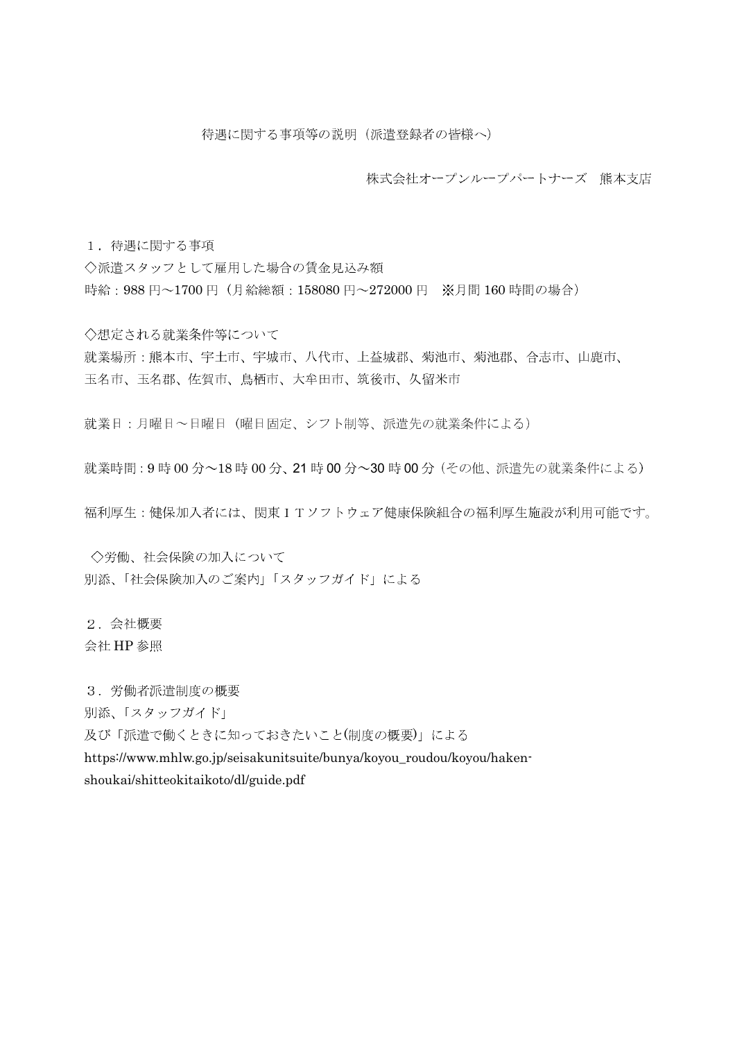# 待遇に関する事項等の説明（派遣登録者の皆様へ）

株式会社オープンループパートナーズ　熊本支店

## １．待遇に関する事項

◇派遣スタッフとして雇用した場合の賃金見込み額

時給：988 円～1700 円（月給総額：158080 円～272000 円　※月間 160 時間の場合）

◇想定される就業条件等について

就業場所：熊本市、宇土市、宇城市、八代市、上益城郡、菊池市、菊池郡、合志市、山鹿市、玉名市、玉名郡、佐賀市、鳥栖市、大牟田市、筑後市、久留米市

就業日：月曜日～日曜日（曜日固定、シフト制等、派遣先の就業条件による）

就業時間：9 時 00 分～18 時 00 分、21 時 00 分～30 時 00 分（その他、派遣先の就業条件による）

福利厚生：健保加入者には、関東ＩＴソフトウェア健康保険組合の福利厚生施設が利用可能です。

◇労働、社会保険の加入について

別添、「社会保険加入のご案内」「スタッフガイド」による

## ２．会社概要

会社 HP 参照

## ３．労働者派遣制度の概要

別添、「スタッフガイド」

及び「派遣で働くときに知っておきたいこと(制度の概要)」による

https://www.mhlw.go.jp/seisakunitsuite/bunya/koyou_roudou/koyou/haken-shoukai/shitteokitaikoto/dl/guide.pdf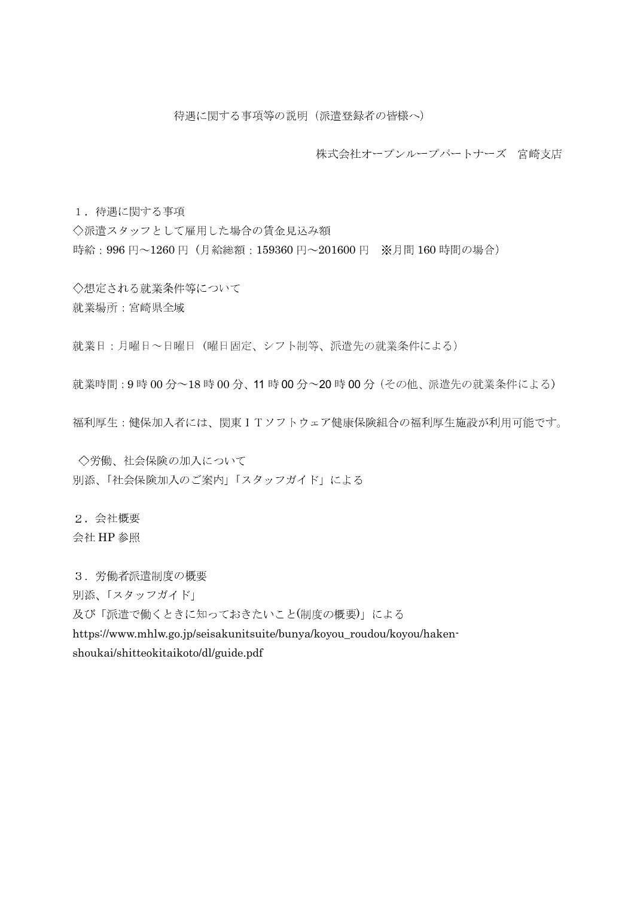# 待遇に関する事項等の説明（派遣登録者の皆様へ）

株式会社オープンループパートナーズ　宮崎支店

## １．待遇に関する事項

◇派遣スタッフとして雇用した場合の賃金見込み額

時給：996 円～1260 円（月給総額：159360 円～201600 円　※月間 160 時間の場合）

◇想定される就業条件等について

就業場所：宮崎県全域

就業日：月曜日～日曜日（曜日固定、シフト制等、派遣先の就業条件による）

就業時間：9 時 00 分～18 時 00 分、11 時 00 分～20 時 00 分（その他、派遣先の就業条件による）

福利厚生：健保加入者には、関東ＩＴソフトウェア健康保険組合の福利厚生施設が利用可能です。

◇労働、社会保険の加入について

別添、「社会保険加入のご案内」「スタッフガイド」による

## ２．会社概要

会社 HP 参照

## ３．労働者派遣制度の概要

別添、「スタッフガイド」

及び「派遣で働くときに知っておきたいこと(制度の概要)」による

https://www.mhlw.go.jp/seisakunitsuite/bunya/koyou_roudou/koyou/haken-shoukai/shitteokitaikoto/dl/guide.pdf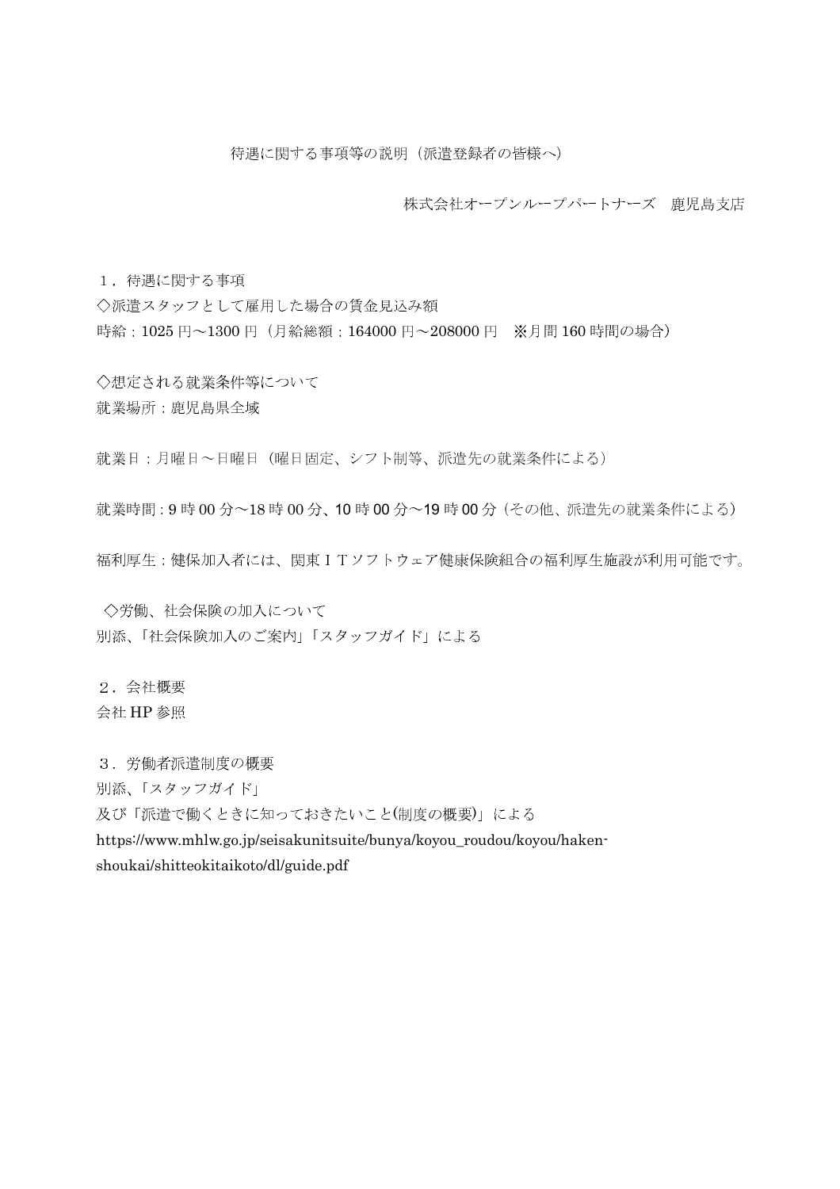# 待遇に関する事項等の説明（派遣登録者の皆様へ）

株式会社オープンループパートナーズ　鹿児島支店

## １．待遇に関する事項

◇派遣スタッフとして雇用した場合の賃金見込み額

時給：1025 円～1300 円（月給総額：164000 円～208000 円　※月間 160 時間の場合）

◇想定される就業条件等について

就業場所：鹿児島県全域

就業日：月曜日～日曜日（曜日固定、シフト制等、派遣先の就業条件による）

就業時間：9 時 00 分～18 時 00 分、10 時 00 分～19 時 00 分（その他、派遣先の就業条件による）

福利厚生：健保加入者には、関東ＩＴソフトウェア健康保険組合の福利厚生施設が利用可能です。

◇労働、社会保険の加入について

別添、「社会保険加入のご案内」「スタッフガイド」による

## ２．会社概要

会社 HP 参照

## ３．労働者派遣制度の概要

別添、「スタッフガイド」

及び「派遣で働くときに知っておきたいこと(制度の概要)」による

https://www.mhlw.go.jp/seisakunitsuite/bunya/koyou_roudou/koyou/haken-shoukai/shitteokitaikoto/dl/guide.pdf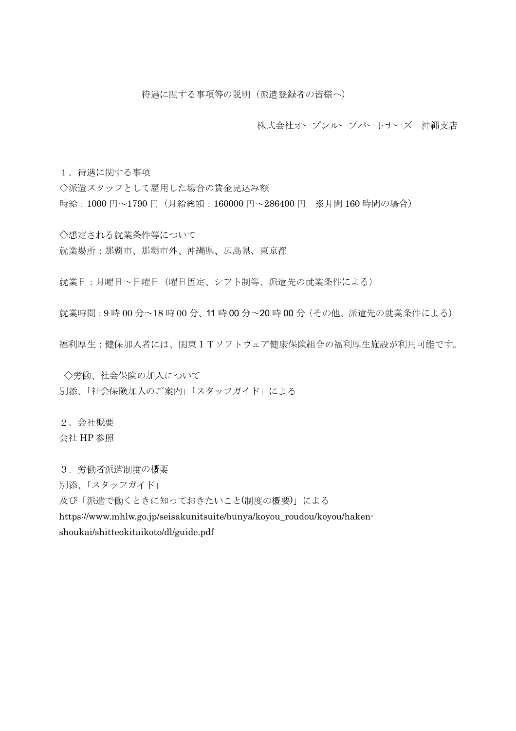# 待遇に関する事項等の説明（派遣登録者の皆様へ）

株式会社オープンループパートナーズ　沖縄支店

１．待遇に関する事項

◇派遣スタッフとして雇用した場合の賃金見込み額

時給：1000 円～1790 円（月給総額：160000 円～286400 円　※月間 160 時間の場合）

◇想定される就業条件等について

就業場所：那覇市、那覇市外、沖縄県、広島県、東京都

就業日：月曜日～日曜日（曜日固定、シフト制等、派遣先の就業条件による）

就業時間：9 時 00 分～18 時 00 分、11 時 00 分～20 時 00 分（その他、派遣先の就業条件による）

福利厚生：健保加入者には、関東ＩＴソフトウェア健康保険組合の福利厚生施設が利用可能です。

◇労働、社会保険の加入について

別添、「社会保険加入のご案内」「スタッフガイド」による

２．会社概要

会社 HP 参照

３．労働者派遣制度の概要

別添、「スタッフガイド」

及び「派遣で働くときに知っておきたいこと(制度の概要)」による

https://www.mhlw.go.jp/seisakunitsuite/bunya/koyou_roudou/koyou/haken-shoukai/shitteokitaikoto/dl/guide.pdf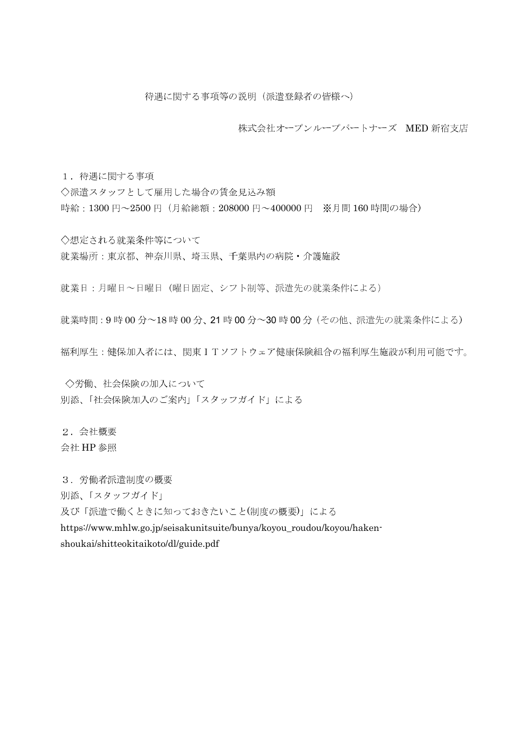# 待遇に関する事項等の説明（派遣登録者の皆様へ）

株式会社オープンループパートナーズ　MED 新宿支店

１．待遇に関する事項

◇派遣スタッフとして雇用した場合の賃金見込み額

時給：1300 円～2500 円（月給総額：208000 円～400000 円　※月間 160 時間の場合）

◇想定される就業条件等について

就業場所：東京都、神奈川県、埼玉県、千葉県内の病院・介護施設

就業日：月曜日～日曜日（曜日固定、シフト制等、派遣先の就業条件による）

就業時間：9 時 00 分～18 時 00 分、21 時 00 分～30 時 00 分（その他、派遣先の就業条件による）

福利厚生：健保加入者には、関東ＩＴソフトウェア健康保険組合の福利厚生施設が利用可能です。

◇労働、社会保険の加入について

別添、「社会保険加入のご案内」「スタッフガイド」による

２．会社概要

会社 HP 参照

３．労働者派遣制度の概要

別添、「スタッフガイド」

及び「派遣で働くときに知っておきたいこと(制度の概要)」による

https://www.mhlw.go.jp/seisakunitsuite/bunya/koyou_roudou/koyou/haken-shoukai/shitteokitaikoto/dl/guide.pdf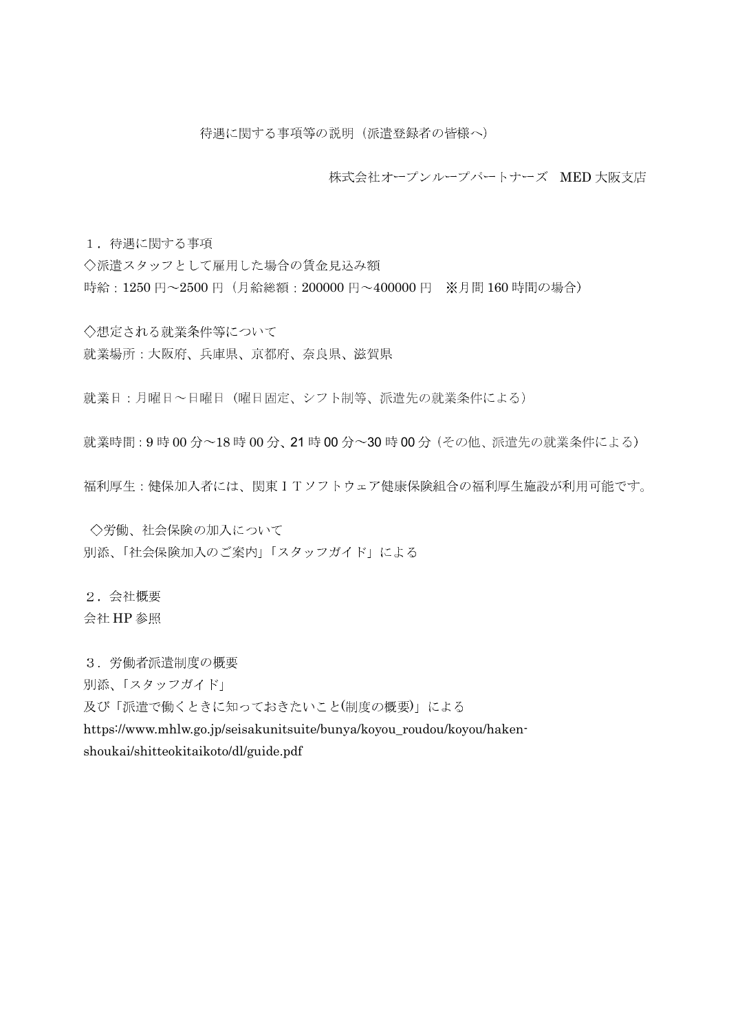# 待遇に関する事項等の説明（派遣登録者の皆様へ）

株式会社オープンループパートナーズ　MED 大阪支店

１．待遇に関する事項

◇派遣スタッフとして雇用した場合の賃金見込み額

時給：1250 円～2500 円（月給総額：200000 円～400000 円　※月間 160 時間の場合）

◇想定される就業条件等について

就業場所：大阪府、兵庫県、京都府、奈良県、滋賀県

就業日：月曜日～日曜日（曜日固定、シフト制等、派遣先の就業条件による）

就業時間：9 時 00 分～18 時 00 分、21 時 00 分～30 時 00 分（その他、派遣先の就業条件による）

福利厚生：健保加入者には、関東ＩＴソフトウェア健康保険組合の福利厚生施設が利用可能です。

◇労働、社会保険の加入について

別添、「社会保険加入のご案内」「スタッフガイド」による

２．会社概要

会社 HP 参照

３．労働者派遣制度の概要

別添、「スタッフガイド」

及び「派遣で働くときに知っておきたいこと(制度の概要)」による

https://www.mhlw.go.jp/seisakunitsuite/bunya/koyou_roudou/koyou/haken-shoukai/shitteokitaikoto/dl/guide.pdf